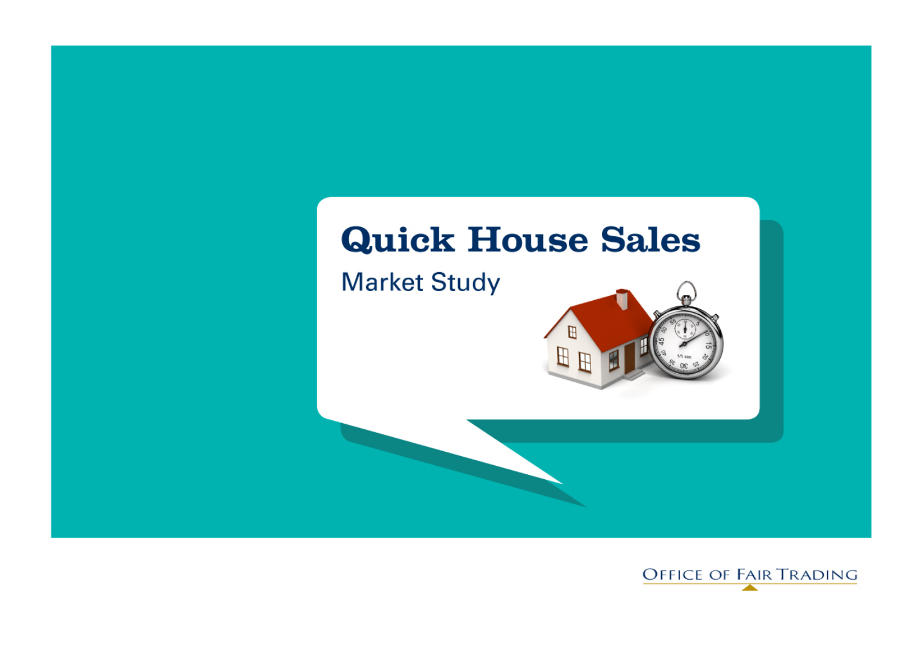# Quick House Sales

## Market Study

OFFICE OF FAIR TRADING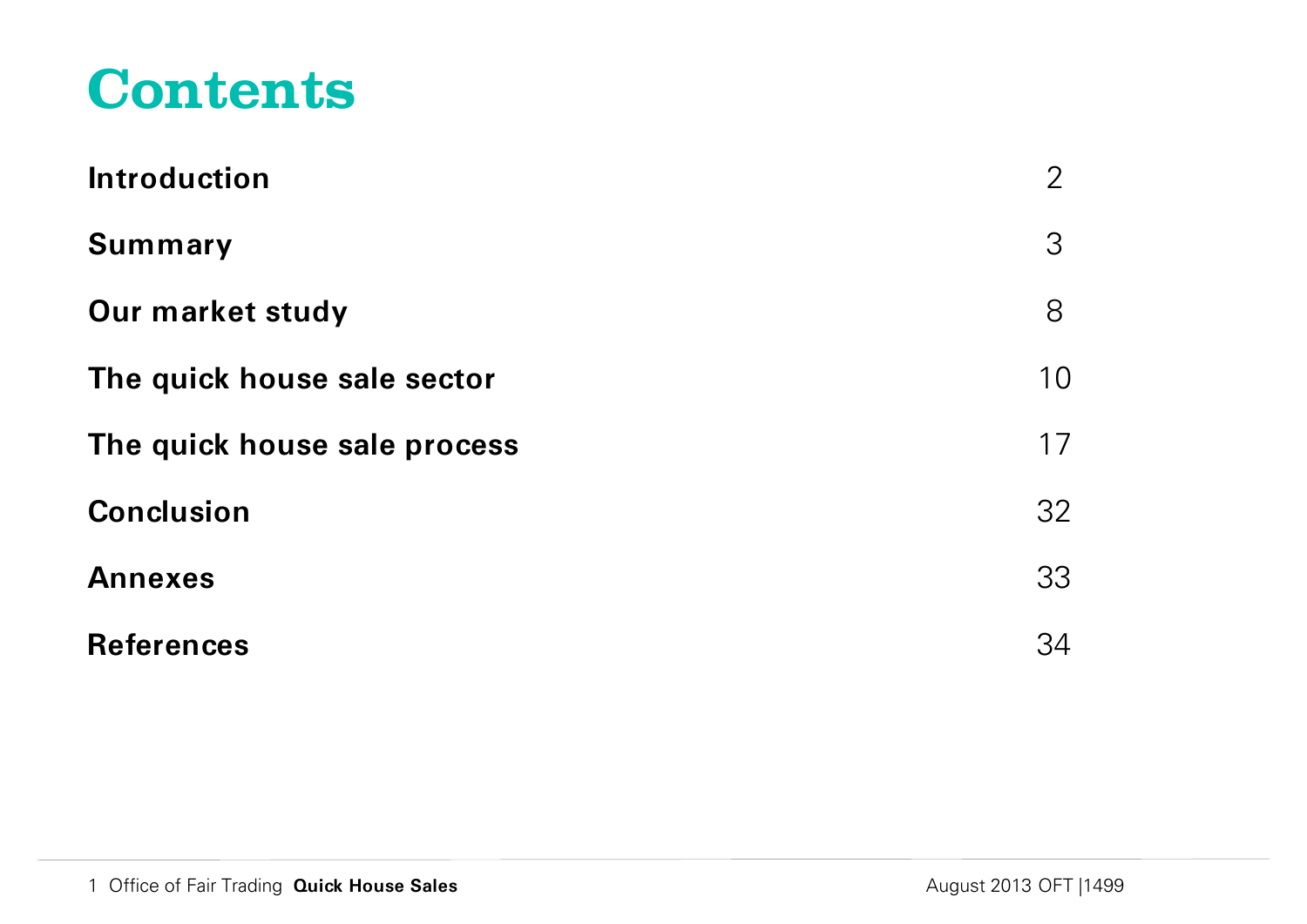# Contents

| | |
|---|---|
| **Introduction** | 2 |
| **Summary** | 3 |
| **Our market study** | 8 |
| **The quick house sale sector** | 10 |
| **The quick house sale process** | 17 |
| **Conclusion** | 32 |
| **Annexes** | 33 |
| **References** | 34 |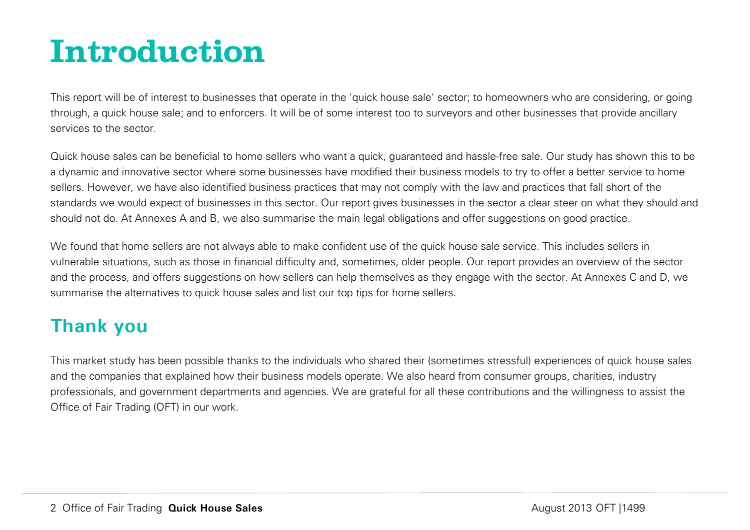# Introduction

This report will be of interest to businesses that operate in the 'quick house sale' sector; to homeowners who are considering, or going through, a quick house sale; and to enforcers. It will be of some interest too to surveyors and other businesses that provide ancillary services to the sector.

Quick house sales can be beneficial to home sellers who want a quick, guaranteed and hassle-free sale. Our study has shown this to be a dynamic and innovative sector where some businesses have modified their business models to try to offer a better service to home sellers. However, we have also identified business practices that may not comply with the law and practices that fall short of the standards we would expect of businesses in this sector. Our report gives businesses in the sector a clear steer on what they should and should not do. At Annexes A and B, we also summarise the main legal obligations and offer suggestions on good practice.

We found that home sellers are not always able to make confident use of the quick house sale service. This includes sellers in vulnerable situations, such as those in financial difficulty and, sometimes, older people. Our report provides an overview of the sector and the process, and offers suggestions on how sellers can help themselves as they engage with the sector. At Annexes C and D, we summarise the alternatives to quick house sales and list our top tips for home sellers.

## Thank you

This market study has been possible thanks to the individuals who shared their (sometimes stressful) experiences of quick house sales and the companies that explained how their business models operate. We also heard from consumer groups, charities, industry professionals, and government departments and agencies. We are grateful for all these contributions and the willingness to assist the Office of Fair Trading (OFT) in our work.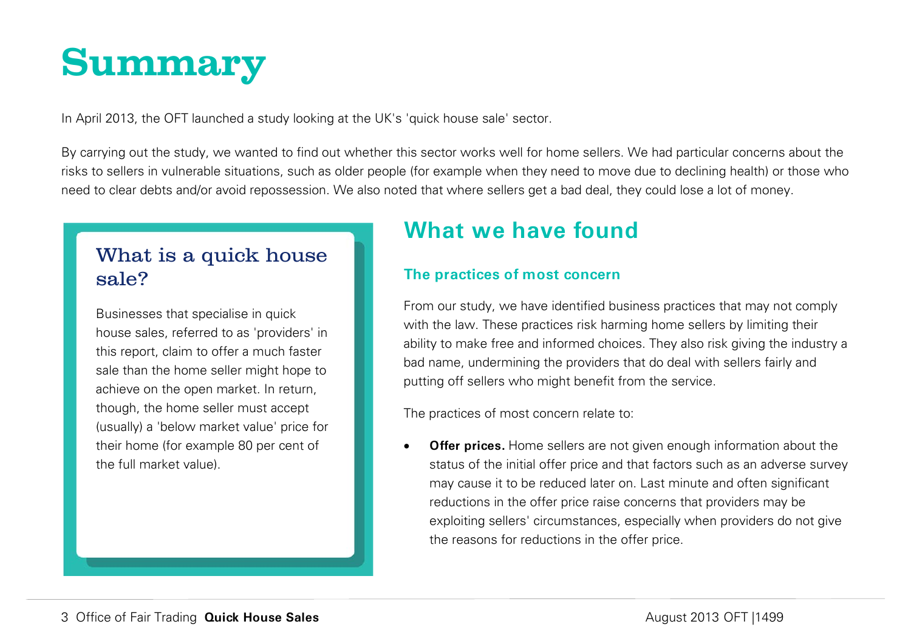# Summary

In April 2013, the OFT launched a study looking at the UK's 'quick house sale' sector.

By carrying out the study, we wanted to find out whether this sector works well for home sellers. We had particular concerns about the risks to sellers in vulnerable situations, such as older people (for example when they need to move due to declining health) or those who need to clear debts and/or avoid repossession. We also noted that where sellers get a bad deal, they could lose a lot of money.

### What is a quick house sale?

Businesses that specialise in quick house sales, referred to as 'providers' in this report, claim to offer a much faster sale than the home seller might hope to achieve on the open market. In return, though, the home seller must accept (usually) a 'below market value' price for their home (for example 80 per cent of the full market value).

## What we have found

### The practices of most concern

From our study, we have identified business practices that may not comply with the law. These practices risk harming home sellers by limiting their ability to make free and informed choices. They also risk giving the industry a bad name, undermining the providers that do deal with sellers fairly and putting off sellers who might benefit from the service.

The practices of most concern relate to:

- **Offer prices.** Home sellers are not given enough information about the status of the initial offer price and that factors such as an adverse survey may cause it to be reduced later on. Last minute and often significant reductions in the offer price raise concerns that providers may be exploiting sellers' circumstances, especially when providers do not give the reasons for reductions in the offer price.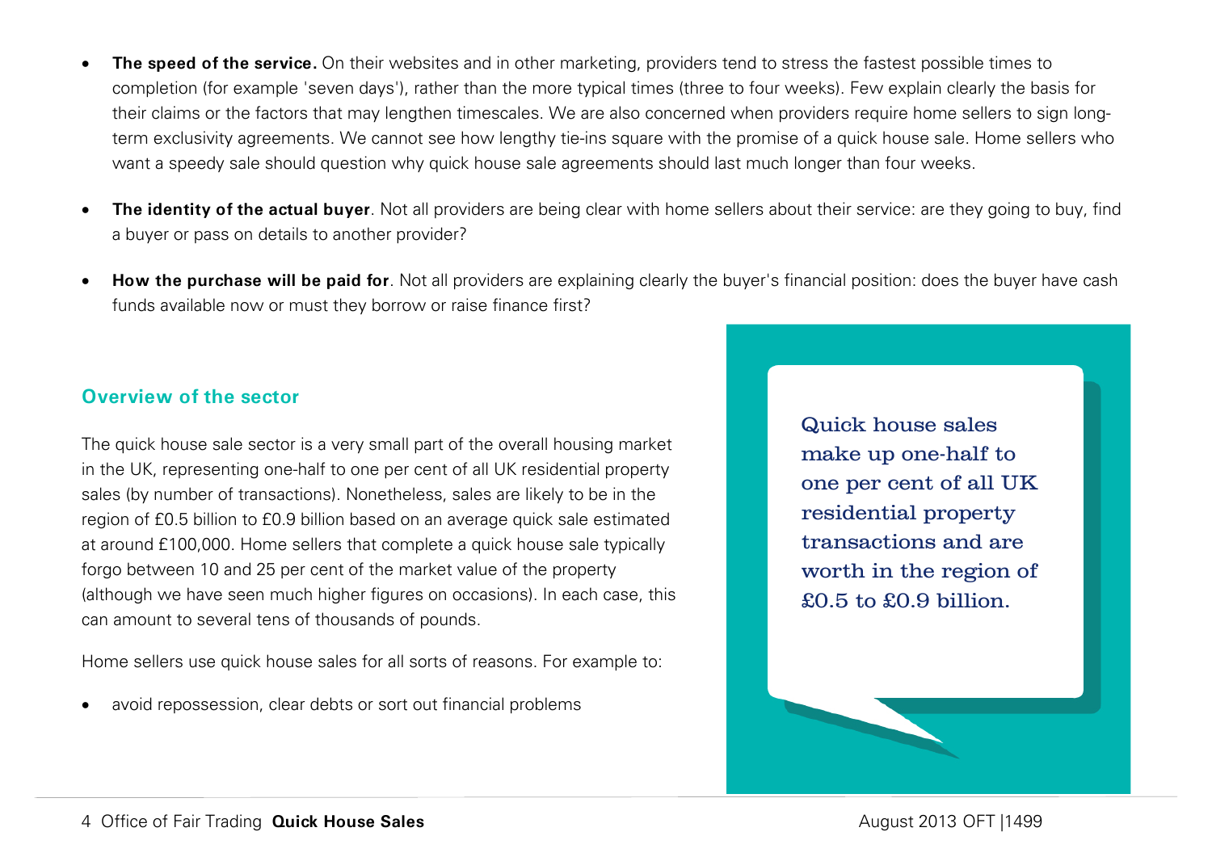- **The speed of the service.** On their websites and in other marketing, providers tend to stress the fastest possible times to completion (for example 'seven days'), rather than the more typical times (three to four weeks). Few explain clearly the basis for their claims or the factors that may lengthen timescales. We are also concerned when providers require home sellers to sign long-term exclusivity agreements. We cannot see how lengthy tie-ins square with the promise of a quick house sale. Home sellers who want a speedy sale should question why quick house sale agreements should last much longer than four weeks.

- **The identity of the actual buyer**. Not all providers are being clear with home sellers about their service: are they going to buy, find a buyer or pass on details to another provider?

- **How the purchase will be paid for**. Not all providers are explaining clearly the buyer's financial position: does the buyer have cash funds available now or must they borrow or raise finance first?

## Overview of the sector

The quick house sale sector is a very small part of the overall housing market in the UK, representing one-half to one per cent of all UK residential property sales (by number of transactions). Nonetheless, sales are likely to be in the region of £0.5 billion to £0.9 billion based on an average quick sale estimated at around £100,000. Home sellers that complete a quick house sale typically forgo between 10 and 25 per cent of the market value of the property (although we have seen much higher figures on occasions). In each case, this can amount to several tens of thousands of pounds.

Home sellers use quick house sales for all sorts of reasons. For example to:

- avoid repossession, clear debts or sort out financial problems

> Quick house sales make up one-half to one per cent of all UK residential property transactions and are worth in the region of £0.5 to £0.9 billion.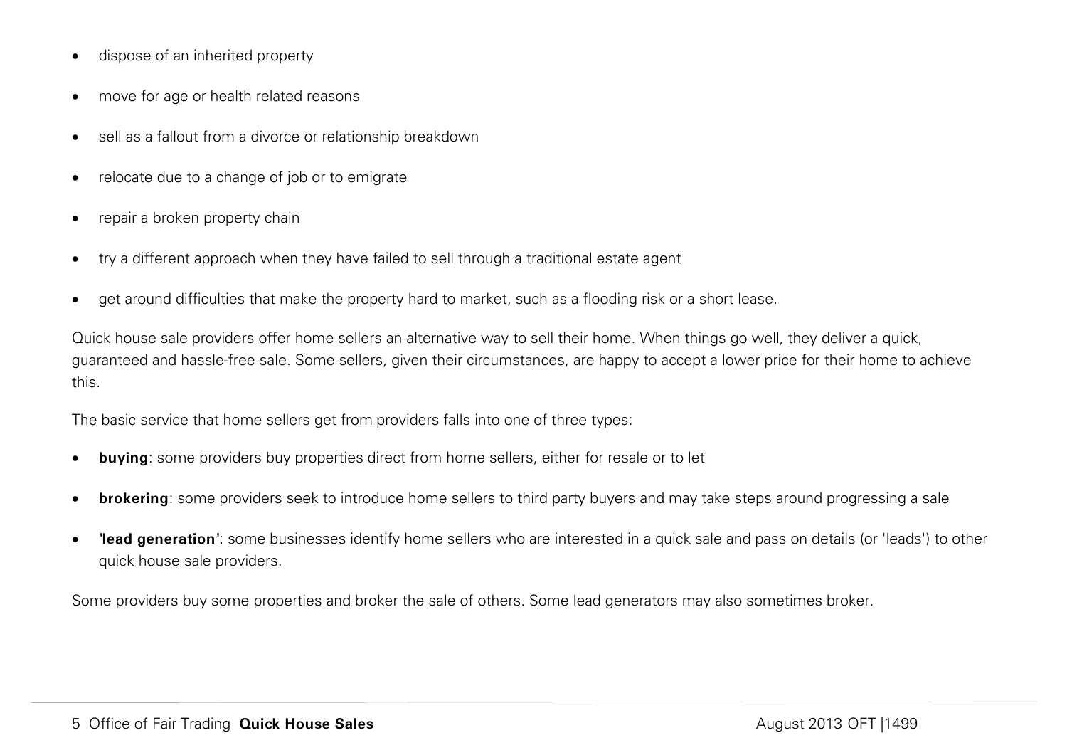- dispose of an inherited property
- move for age or health related reasons
- sell as a fallout from a divorce or relationship breakdown
- relocate due to a change of job or to emigrate
- repair a broken property chain
- try a different approach when they have failed to sell through a traditional estate agent
- get around difficulties that make the property hard to market, such as a flooding risk or a short lease.

Quick house sale providers offer home sellers an alternative way to sell their home. When things go well, they deliver a quick, guaranteed and hassle-free sale. Some sellers, given their circumstances, are happy to accept a lower price for their home to achieve this.

The basic service that home sellers get from providers falls into one of three types:

- **buying**: some providers buy properties direct from home sellers, either for resale or to let
- **brokering**: some providers seek to introduce home sellers to third party buyers and may take steps around progressing a sale
- **'lead generation'**: some businesses identify home sellers who are interested in a quick sale and pass on details (or 'leads') to other quick house sale providers.

Some providers buy some properties and broker the sale of others. Some lead generators may also sometimes broker.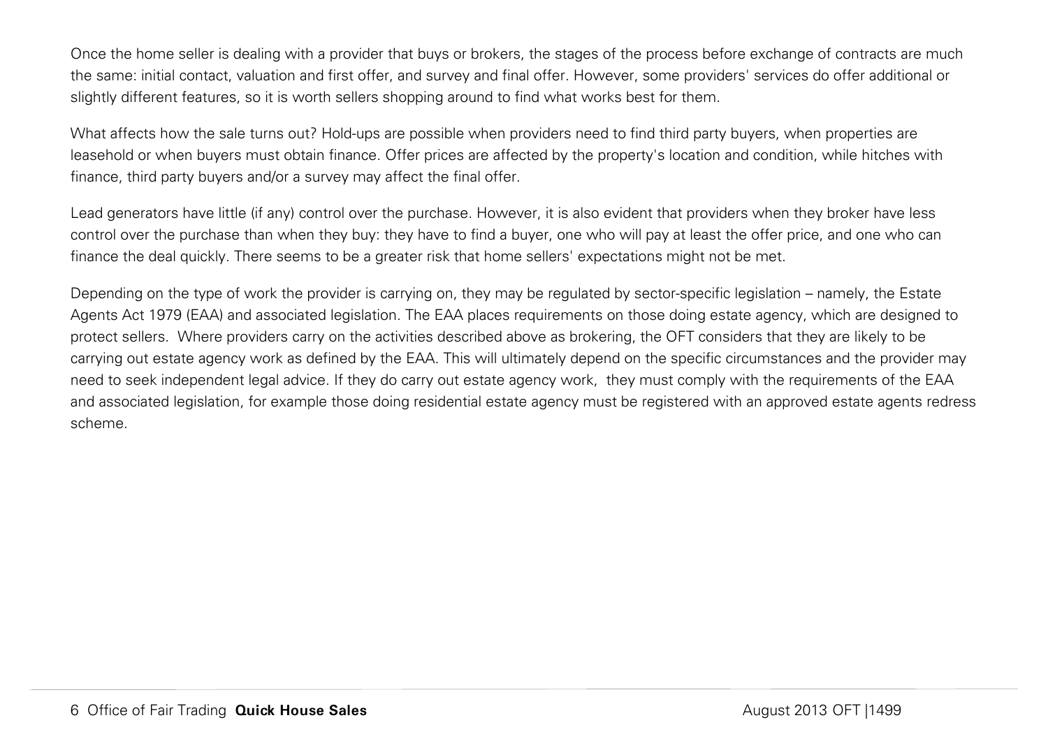Once the home seller is dealing with a provider that buys or brokers, the stages of the process before exchange of contracts are much the same: initial contact, valuation and first offer, and survey and final offer. However, some providers' services do offer additional or slightly different features, so it is worth sellers shopping around to find what works best for them.

What affects how the sale turns out? Hold-ups are possible when providers need to find third party buyers, when properties are leasehold or when buyers must obtain finance. Offer prices are affected by the property's location and condition, while hitches with finance, third party buyers and/or a survey may affect the final offer.

Lead generators have little (if any) control over the purchase. However, it is also evident that providers when they broker have less control over the purchase than when they buy: they have to find a buyer, one who will pay at least the offer price, and one who can finance the deal quickly. There seems to be a greater risk that home sellers' expectations might not be met.

Depending on the type of work the provider is carrying on, they may be regulated by sector-specific legislation – namely, the Estate Agents Act 1979 (EAA) and associated legislation. The EAA places requirements on those doing estate agency, which are designed to protect sellers. Where providers carry on the activities described above as brokering, the OFT considers that they are likely to be carrying out estate agency work as defined by the EAA. This will ultimately depend on the specific circumstances and the provider may need to seek independent legal advice. If they do carry out estate agency work, they must comply with the requirements of the EAA and associated legislation, for example those doing residential estate agency must be registered with an approved estate agents redress scheme.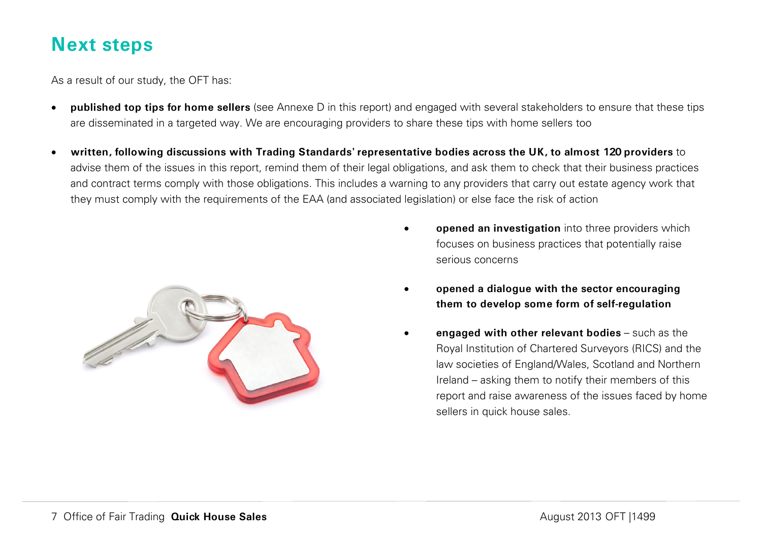## Next steps

As a result of our study, the OFT has:

- **published top tips for home sellers** (see Annexe D in this report) and engaged with several stakeholders to ensure that these tips are disseminated in a targeted way. We are encouraging providers to share these tips with home sellers too
- **written, following discussions with Trading Standards' representative bodies across the UK, to almost 120 providers** to advise them of the issues in this report, remind them of their legal obligations, and ask them to check that their business practices and contract terms comply with those obligations. This includes a warning to any providers that carry out estate agency work that they must comply with the requirements of the EAA (and associated legislation) or else face the risk of action
- **opened an investigation** into three providers which focuses on business practices that potentially raise serious concerns
- **opened a dialogue with the sector encouraging them to develop some form of self-regulation**
- **engaged with other relevant bodies** – such as the Royal Institution of Chartered Surveyors (RICS) and the law societies of England/Wales, Scotland and Northern Ireland – asking them to notify their members of this report and raise awareness of the issues faced by home sellers in quick house sales.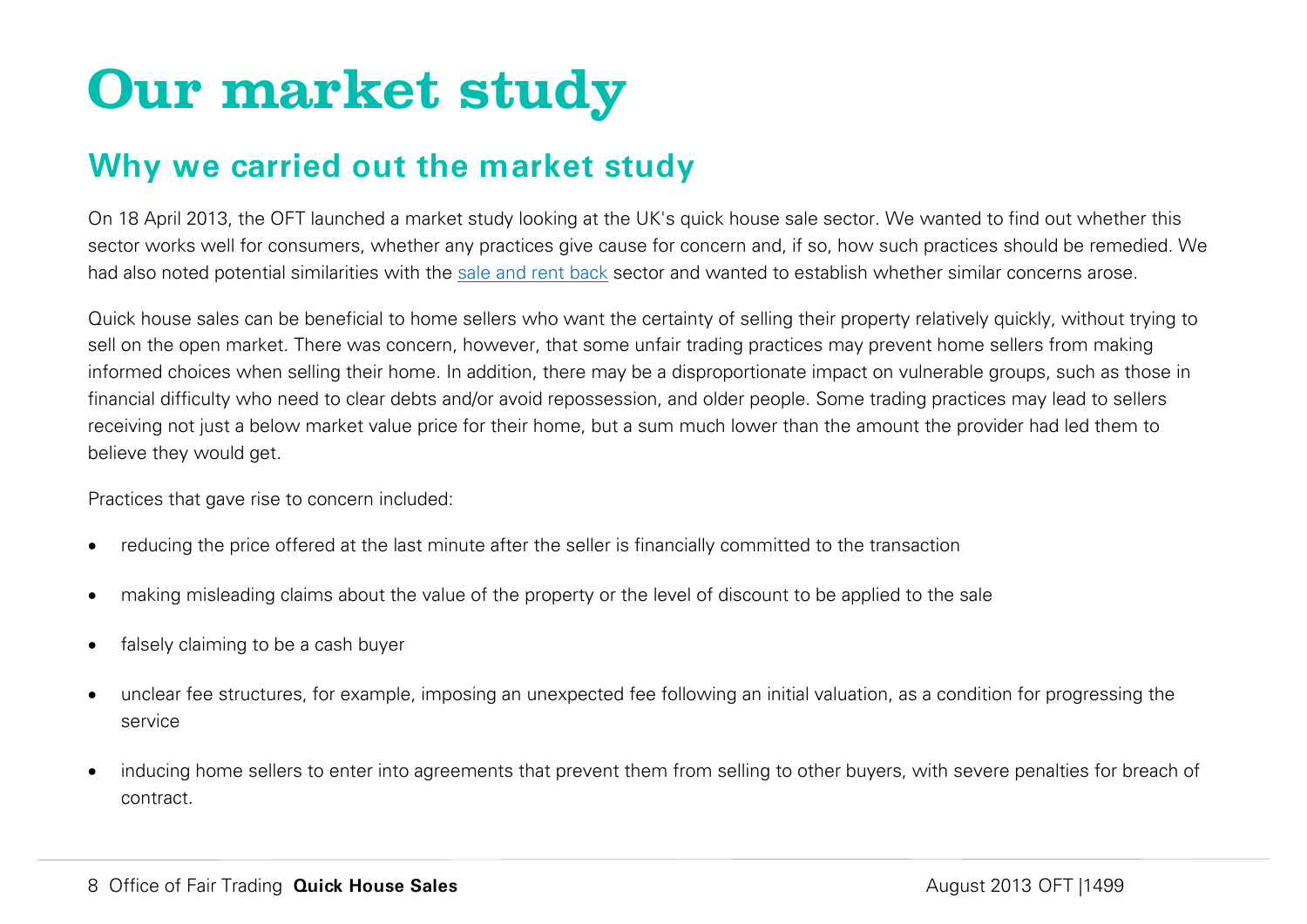# Our market study

## Why we carried out the market study

On 18 April 2013, the OFT launched a market study looking at the UK's quick house sale sector. We wanted to find out whether this sector works well for consumers, whether any practices give cause for concern and, if so, how such practices should be remedied. We had also noted potential similarities with the sale and rent back sector and wanted to establish whether similar concerns arose.

Quick house sales can be beneficial to home sellers who want the certainty of selling their property relatively quickly, without trying to sell on the open market. There was concern, however, that some unfair trading practices may prevent home sellers from making informed choices when selling their home. In addition, there may be a disproportionate impact on vulnerable groups, such as those in financial difficulty who need to clear debts and/or avoid repossession, and older people. Some trading practices may lead to sellers receiving not just a below market value price for their home, but a sum much lower than the amount the provider had led them to believe they would get.

Practices that gave rise to concern included:

- reducing the price offered at the last minute after the seller is financially committed to the transaction
- making misleading claims about the value of the property or the level of discount to be applied to the sale
- falsely claiming to be a cash buyer
- unclear fee structures, for example, imposing an unexpected fee following an initial valuation, as a condition for progressing the service
- inducing home sellers to enter into agreements that prevent them from selling to other buyers, with severe penalties for breach of contract.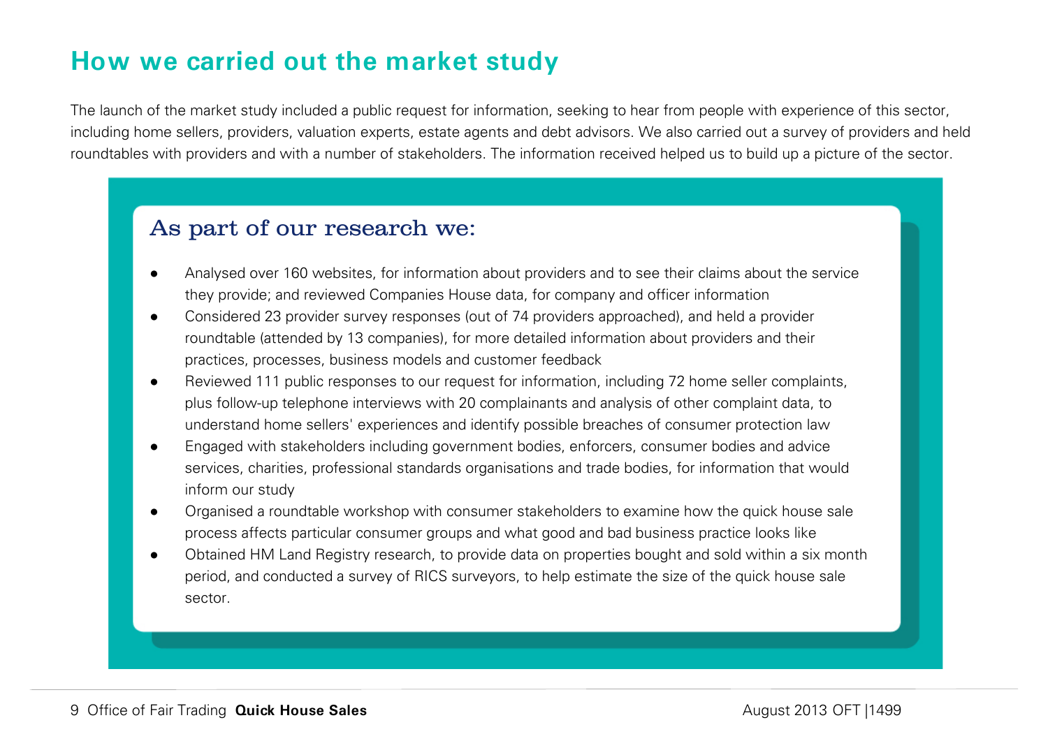## How we carried out the market study

The launch of the market study included a public request for information, seeking to hear from people with experience of this sector, including home sellers, providers, valuation experts, estate agents and debt advisors. We also carried out a survey of providers and held roundtables with providers and with a number of stakeholders. The information received helped us to build up a picture of the sector.

### As part of our research we:

- Analysed over 160 websites, for information about providers and to see their claims about the service they provide; and reviewed Companies House data, for company and officer information
- Considered 23 provider survey responses (out of 74 providers approached), and held a provider roundtable (attended by 13 companies), for more detailed information about providers and their practices, processes, business models and customer feedback
- Reviewed 111 public responses to our request for information, including 72 home seller complaints, plus follow-up telephone interviews with 20 complainants and analysis of other complaint data, to understand home sellers' experiences and identify possible breaches of consumer protection law
- Engaged with stakeholders including government bodies, enforcers, consumer bodies and advice services, charities, professional standards organisations and trade bodies, for information that would inform our study
- Organised a roundtable workshop with consumer stakeholders to examine how the quick house sale process affects particular consumer groups and what good and bad business practice looks like
- Obtained HM Land Registry research, to provide data on properties bought and sold within a six month period, and conducted a survey of RICS surveyors, to help estimate the size of the quick house sale sector.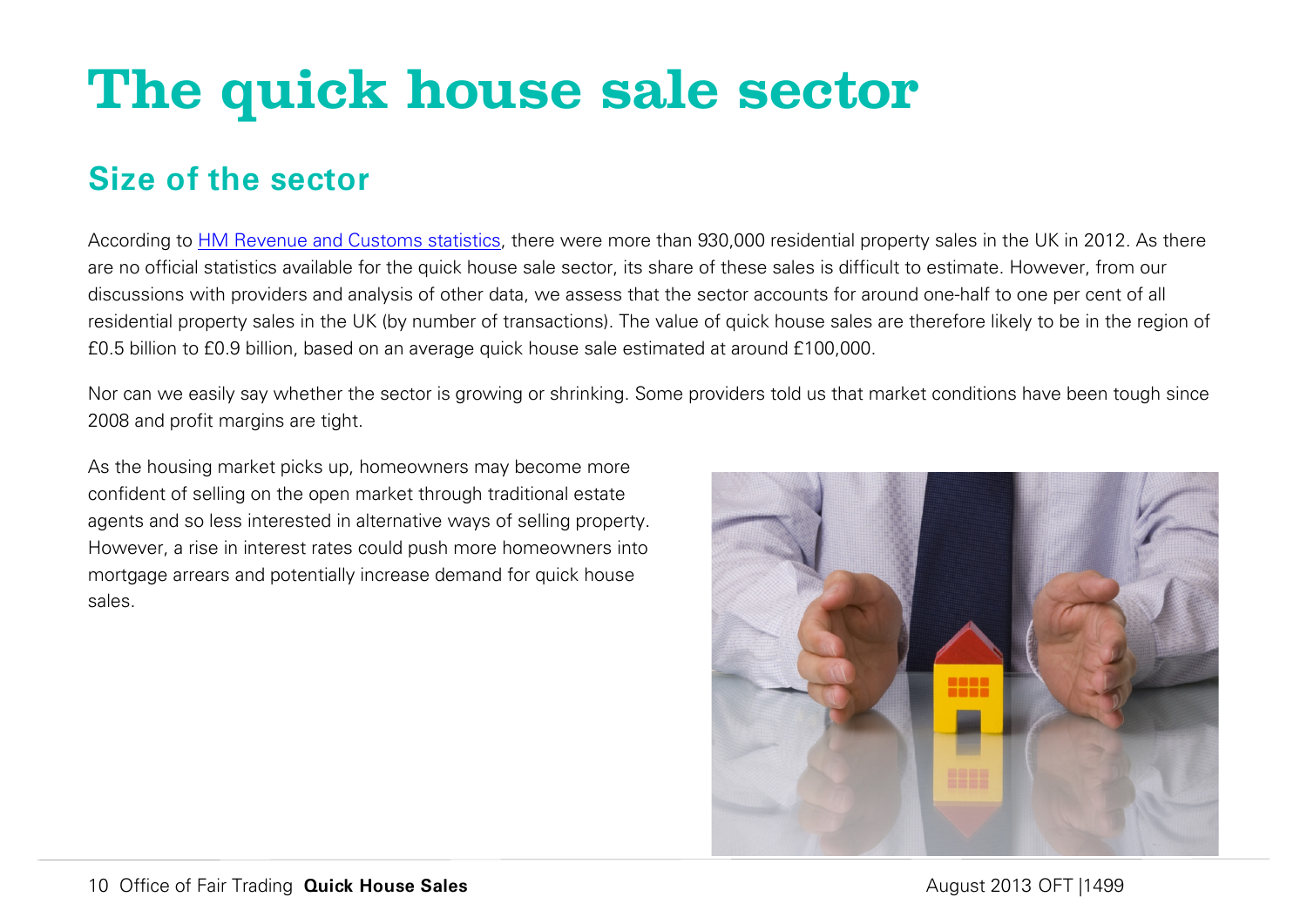# The quick house sale sector

## Size of the sector

According to HM Revenue and Customs statistics, there were more than 930,000 residential property sales in the UK in 2012. As there are no official statistics available for the quick house sale sector, its share of these sales is difficult to estimate. However, from our discussions with providers and analysis of other data, we assess that the sector accounts for around one-half to one per cent of all residential property sales in the UK (by number of transactions). The value of quick house sales are therefore likely to be in the region of £0.5 billion to £0.9 billion, based on an average quick house sale estimated at around £100,000.

Nor can we easily say whether the sector is growing or shrinking. Some providers told us that market conditions have been tough since 2008 and profit margins are tight.

As the housing market picks up, homeowners may become more confident of selling on the open market through traditional estate agents and so less interested in alternative ways of selling property. However, a rise in interest rates could push more homeowners into mortgage arrears and potentially increase demand for quick house sales.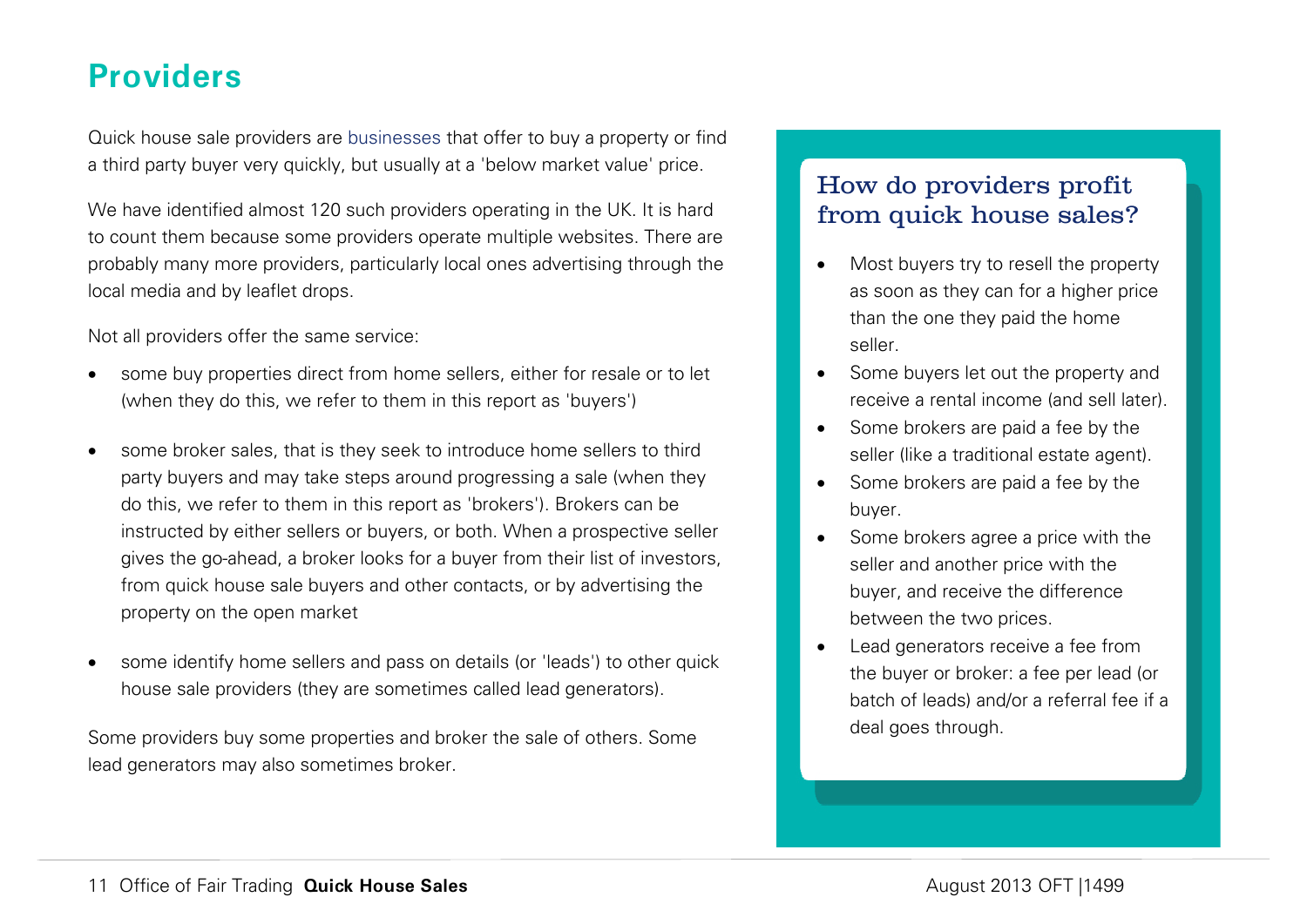## Providers

Quick house sale providers are businesses that offer to buy a property or find a third party buyer very quickly, but usually at a 'below market value' price.

We have identified almost 120 such providers operating in the UK. It is hard to count them because some providers operate multiple websites. There are probably many more providers, particularly local ones advertising through the local media and by leaflet drops.

Not all providers offer the same service:

- some buy properties direct from home sellers, either for resale or to let (when they do this, we refer to them in this report as 'buyers')
- some broker sales, that is they seek to introduce home sellers to third party buyers and may take steps around progressing a sale (when they do this, we refer to them in this report as 'brokers'). Brokers can be instructed by either sellers or buyers, or both. When a prospective seller gives the go-ahead, a broker looks for a buyer from their list of investors, from quick house sale buyers and other contacts, or by advertising the property on the open market
- some identify home sellers and pass on details (or 'leads') to other quick house sale providers (they are sometimes called lead generators).

Some providers buy some properties and broker the sale of others. Some lead generators may also sometimes broker.

### How do providers profit from quick house sales?

- Most buyers try to resell the property as soon as they can for a higher price than the one they paid the home seller.
- Some buyers let out the property and receive a rental income (and sell later).
- Some brokers are paid a fee by the seller (like a traditional estate agent).
- Some brokers are paid a fee by the buyer.
- Some brokers agree a price with the seller and another price with the buyer, and receive the difference between the two prices.
- Lead generators receive a fee from the buyer or broker: a fee per lead (or batch of leads) and/or a referral fee if a deal goes through.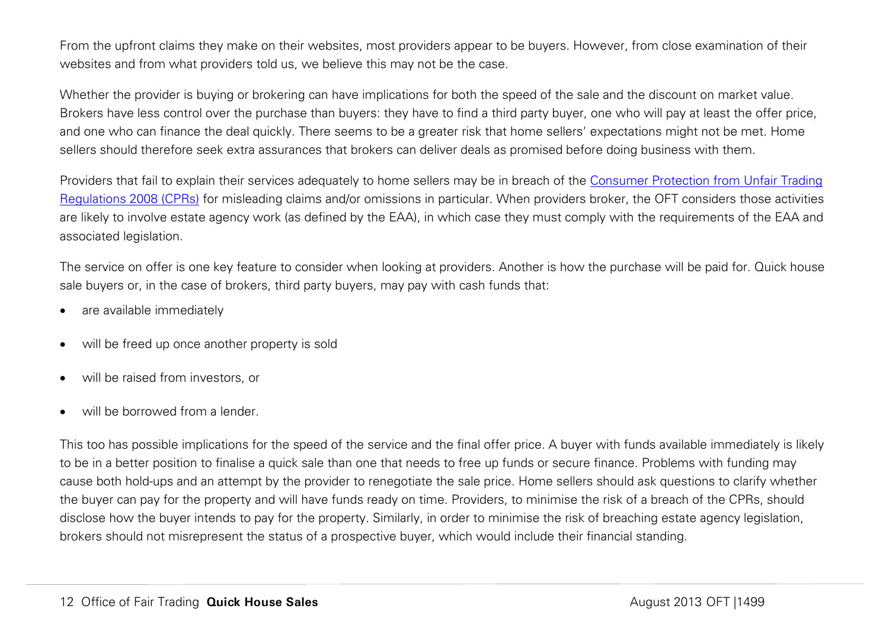From the upfront claims they make on their websites, most providers appear to be buyers. However, from close examination of their websites and from what providers told us, we believe this may not be the case.

Whether the provider is buying or brokering can have implications for both the speed of the sale and the discount on market value. Brokers have less control over the purchase than buyers: they have to find a third party buyer, one who will pay at least the offer price, and one who can finance the deal quickly. There seems to be a greater risk that home sellers' expectations might not be met. Home sellers should therefore seek extra assurances that brokers can deliver deals as promised before doing business with them.

Providers that fail to explain their services adequately to home sellers may be in breach of the [Consumer Protection from Unfair Trading Regulations 2008 (CPRs)] for misleading claims and/or omissions in particular. When providers broker, the OFT considers those activities are likely to involve estate agency work (as defined by the EAA), in which case they must comply with the requirements of the EAA and associated legislation.

The service on offer is one key feature to consider when looking at providers. Another is how the purchase will be paid for. Quick house sale buyers or, in the case of brokers, third party buyers, may pay with cash funds that:

- are available immediately
- will be freed up once another property is sold
- will be raised from investors, or
- will be borrowed from a lender.

This too has possible implications for the speed of the service and the final offer price. A buyer with funds available immediately is likely to be in a better position to finalise a quick sale than one that needs to free up funds or secure finance. Problems with funding may cause both hold-ups and an attempt by the provider to renegotiate the sale price. Home sellers should ask questions to clarify whether the buyer can pay for the property and will have funds ready on time. Providers, to minimise the risk of a breach of the CPRs, should disclose how the buyer intends to pay for the property. Similarly, in order to minimise the risk of breaching estate agency legislation, brokers should not misrepresent the status of a prospective buyer, which would include their financial standing.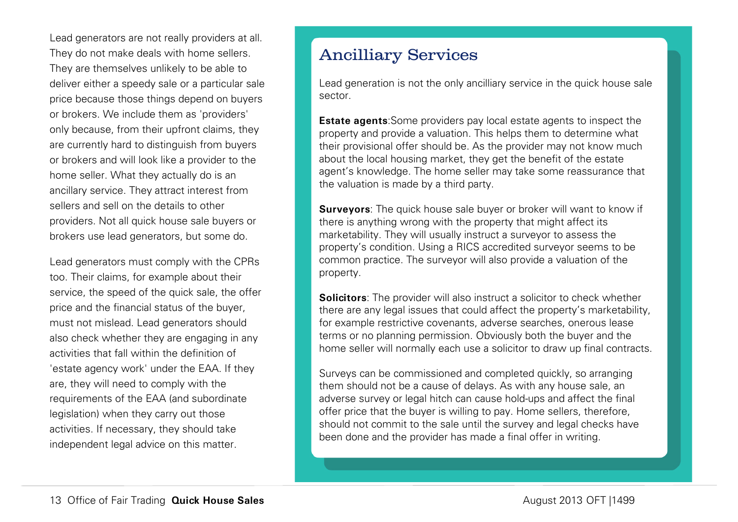Lead generators are not really providers at all. They do not make deals with home sellers. They are themselves unlikely to be able to deliver either a speedy sale or a particular sale price because those things depend on buyers or brokers. We include them as 'providers' only because, from their upfront claims, they are currently hard to distinguish from buyers or brokers and will look like a provider to the home seller. What they actually do is an ancillary service. They attract interest from sellers and sell on the details to other providers. Not all quick house sale buyers or brokers use lead generators, but some do.

Lead generators must comply with the CPRs too. Their claims, for example about their service, the speed of the quick sale, the offer price and the financial status of the buyer, must not mislead. Lead generators should also check whether they are engaging in any activities that fall within the definition of 'estate agency work' under the EAA. If they are, they will need to comply with the requirements of the EAA (and subordinate legislation) when they carry out those activities. If necessary, they should take independent legal advice on this matter.

## Ancilliary Services

Lead generation is not the only ancilliary service in the quick house sale sector.

**Estate agents**:Some providers pay local estate agents to inspect the property and provide a valuation. This helps them to determine what their provisional offer should be. As the provider may not know much about the local housing market, they get the benefit of the estate agent's knowledge. The home seller may take some reassurance that the valuation is made by a third party.

**Surveyors**: The quick house sale buyer or broker will want to know if there is anything wrong with the property that might affect its marketability. They will usually instruct a surveyor to assess the property's condition. Using a RICS accredited surveyor seems to be common practice. The surveyor will also provide a valuation of the property.

**Solicitors**: The provider will also instruct a solicitor to check whether there are any legal issues that could affect the property's marketability, for example restrictive covenants, adverse searches, onerous lease terms or no planning permission. Obviously both the buyer and the home seller will normally each use a solicitor to draw up final contracts.

Surveys can be commissioned and completed quickly, so arranging them should not be a cause of delays. As with any house sale, an adverse survey or legal hitch can cause hold-ups and affect the final offer price that the buyer is willing to pay. Home sellers, therefore, should not commit to the sale until the survey and legal checks have been done and the provider has made a final offer in writing.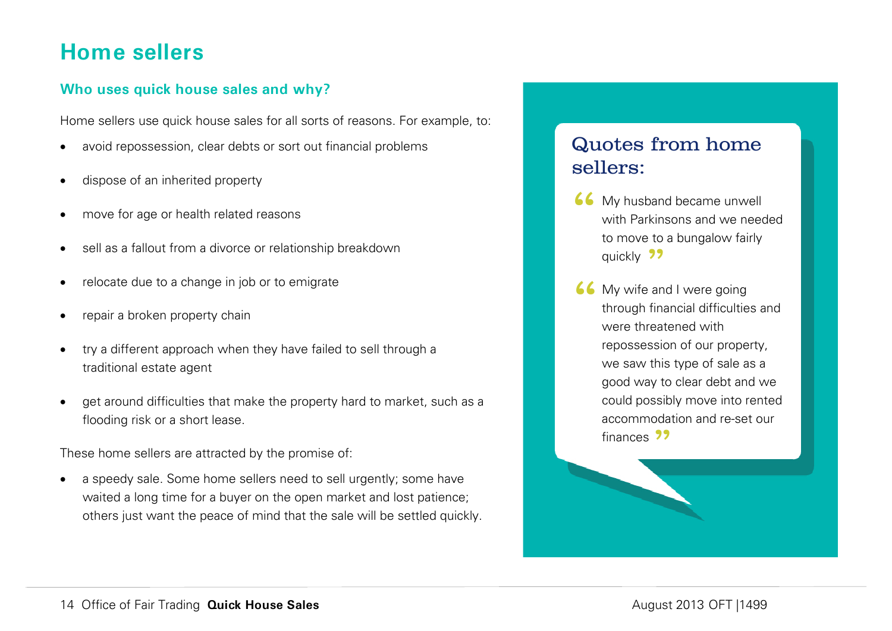# Home sellers

## Who uses quick house sales and why?

Home sellers use quick house sales for all sorts of reasons. For example, to:

- avoid repossession, clear debts or sort out financial problems
- dispose of an inherited property
- move for age or health related reasons
- sell as a fallout from a divorce or relationship breakdown
- relocate due to a change in job or to emigrate
- repair a broken property chain
- try a different approach when they have failed to sell through a traditional estate agent
- get around difficulties that make the property hard to market, such as a flooding risk or a short lease.

These home sellers are attracted by the promise of:

- a speedy sale. Some home sellers need to sell urgently; some have waited a long time for a buyer on the open market and lost patience; others just want the peace of mind that the sale will be settled quickly.

### Quotes from home sellers:

> "My husband became unwell with Parkinsons and we needed to move to a bungalow fairly quickly"

> "My wife and I were going through financial difficulties and were threatened with repossession of our property, we saw this type of sale as a good way to clear debt and we could possibly move into rented accommodation and re-set our finances"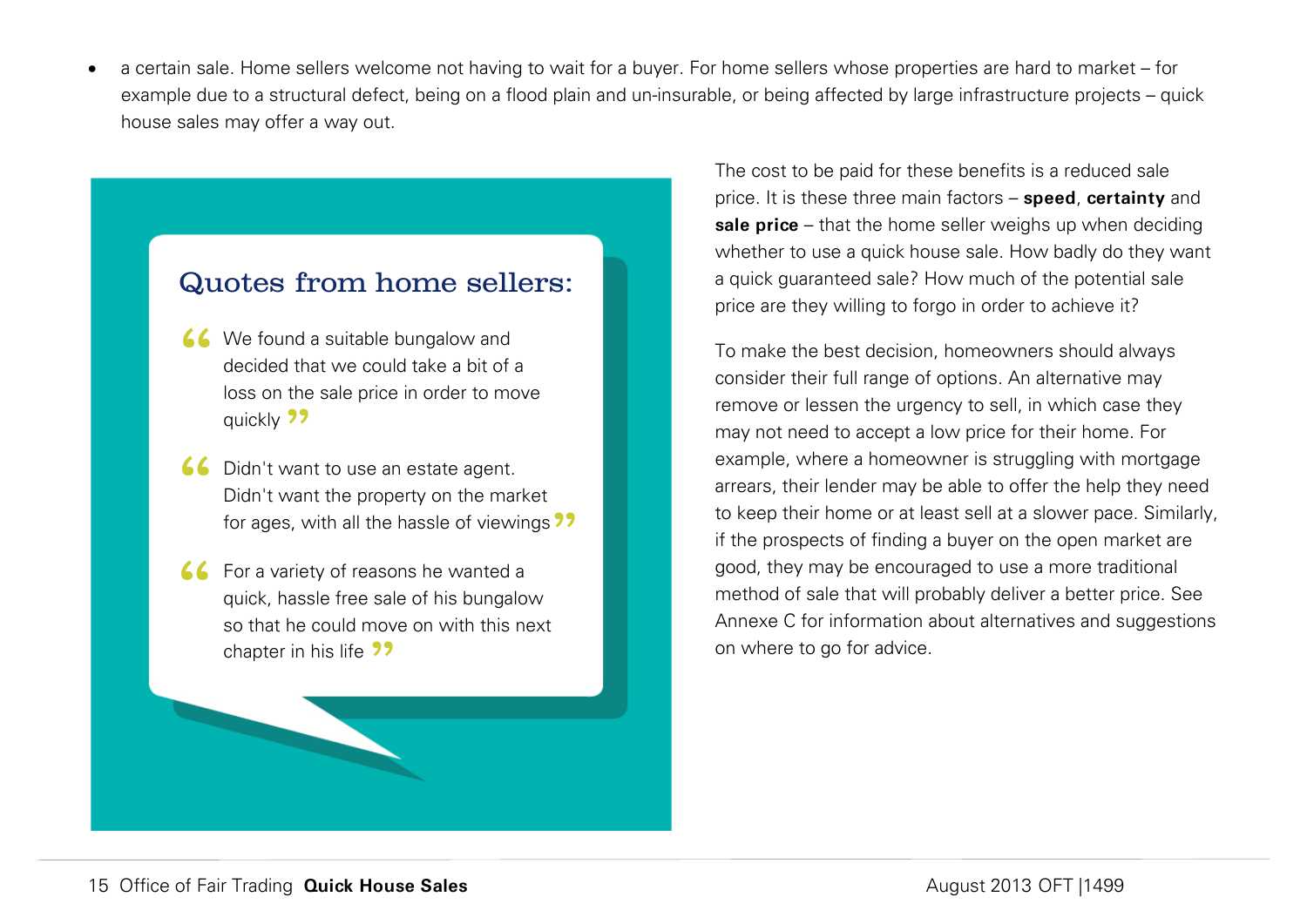- a certain sale. Home sellers welcome not having to wait for a buyer. For home sellers whose properties are hard to market – for example due to a structural defect, being on a flood plain and un-insurable, or being affected by large infrastructure projects – quick house sales may offer a way out.

### Quotes from home sellers:

> “We found a suitable bungalow and decided that we could take a bit of a loss on the sale price in order to move quickly”

> “Didn't want to use an estate agent. Didn't want the property on the market for ages, with all the hassle of viewings”

> “For a variety of reasons he wanted a quick, hassle free sale of his bungalow so that he could move on with this next chapter in his life”

The cost to be paid for these benefits is a reduced sale price. It is these three main factors – **speed**, **certainty** and **sale price** – that the home seller weighs up when deciding whether to use a quick house sale. How badly do they want a quick guaranteed sale? How much of the potential sale price are they willing to forgo in order to achieve it?

To make the best decision, homeowners should always consider their full range of options. An alternative may remove or lessen the urgency to sell, in which case they may not need to accept a low price for their home. For example, where a homeowner is struggling with mortgage arrears, their lender may be able to offer the help they need to keep their home or at least sell at a slower pace. Similarly, if the prospects of finding a buyer on the open market are good, they may be encouraged to use a more traditional method of sale that will probably deliver a better price. See Annexe C for information about alternatives and suggestions on where to go for advice.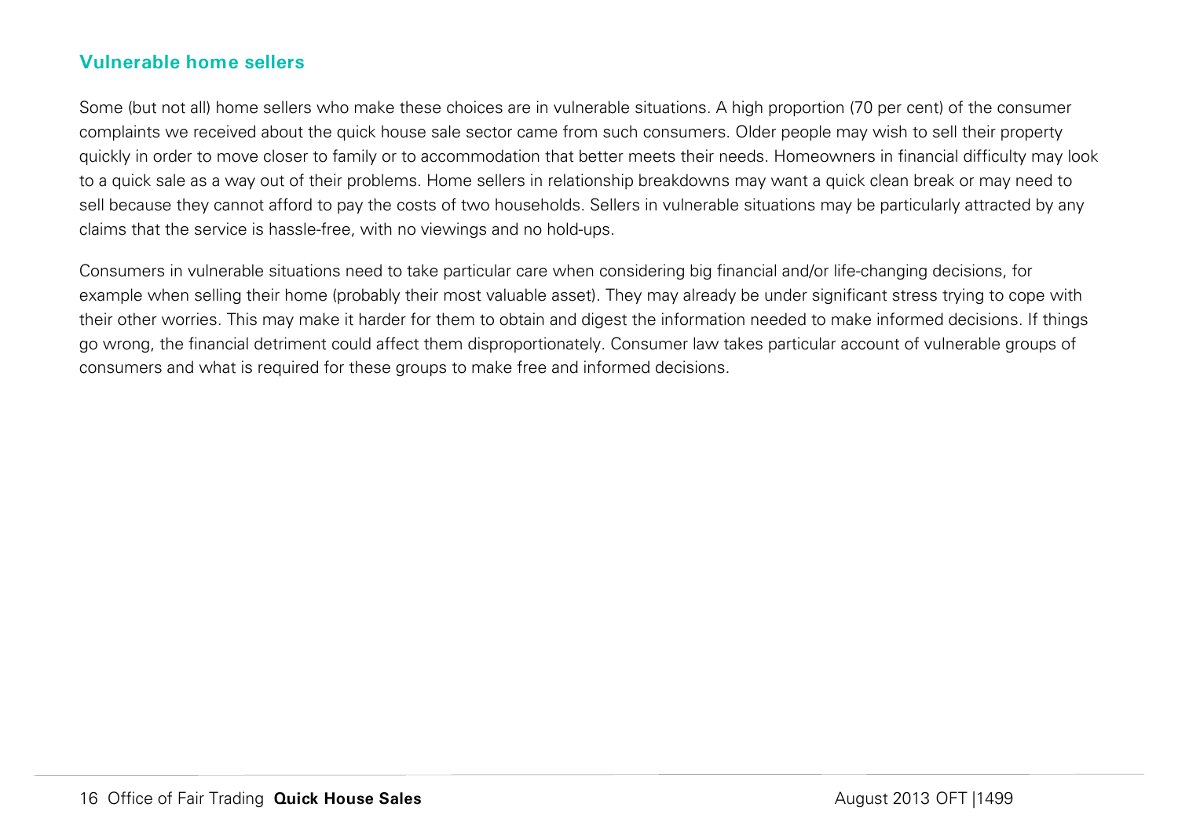## Vulnerable home sellers

Some (but not all) home sellers who make these choices are in vulnerable situations. A high proportion (70 per cent) of the consumer complaints we received about the quick house sale sector came from such consumers. Older people may wish to sell their property quickly in order to move closer to family or to accommodation that better meets their needs. Homeowners in financial difficulty may look to a quick sale as a way out of their problems. Home sellers in relationship breakdowns may want a quick clean break or may need to sell because they cannot afford to pay the costs of two households. Sellers in vulnerable situations may be particularly attracted by any claims that the service is hassle-free, with no viewings and no hold-ups.

Consumers in vulnerable situations need to take particular care when considering big financial and/or life-changing decisions, for example when selling their home (probably their most valuable asset). They may already be under significant stress trying to cope with their other worries. This may make it harder for them to obtain and digest the information needed to make informed decisions. If things go wrong, the financial detriment could affect them disproportionately. Consumer law takes particular account of vulnerable groups of consumers and what is required for these groups to make free and informed decisions.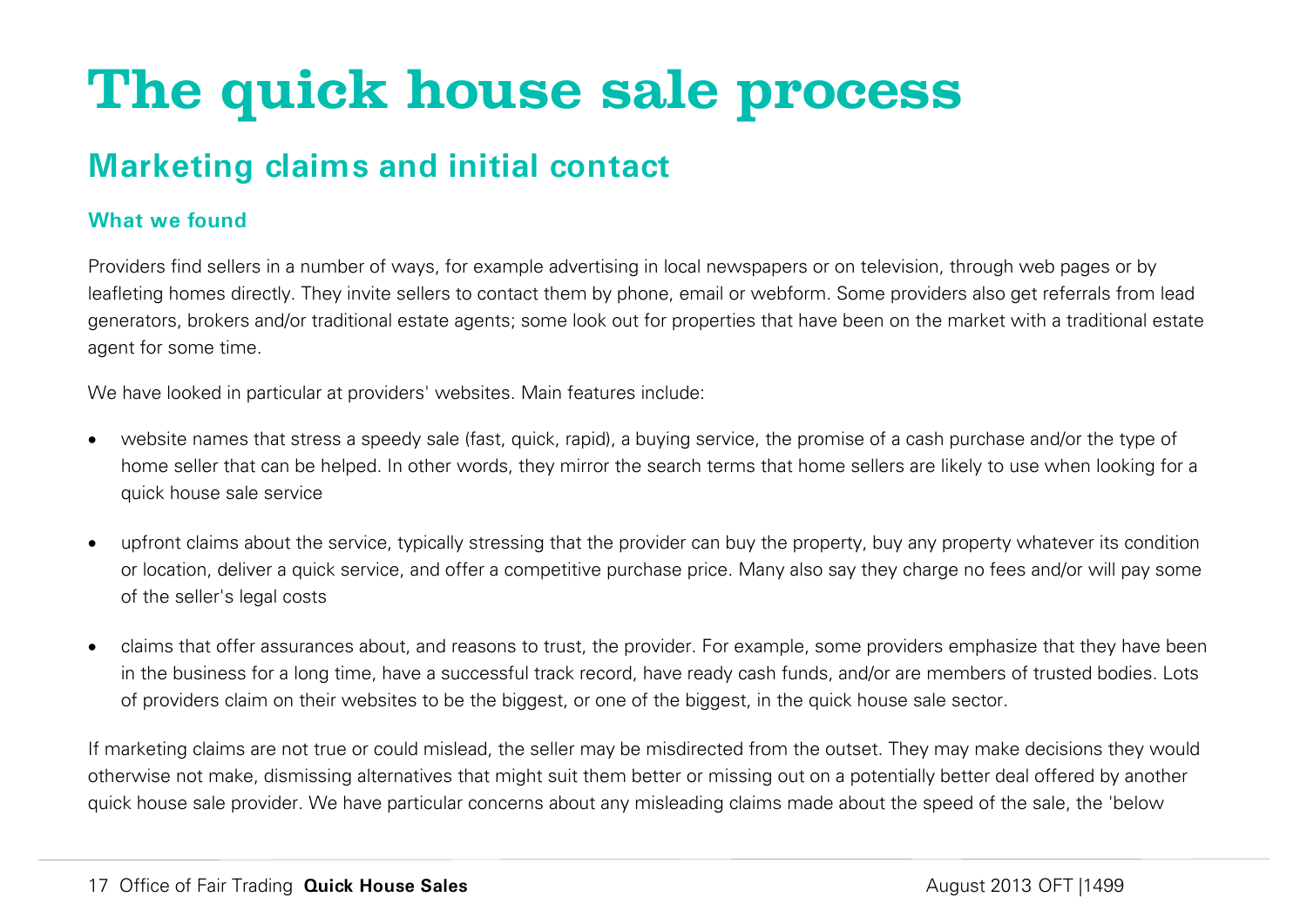# The quick house sale process

## Marketing claims and initial contact

### What we found

Providers find sellers in a number of ways, for example advertising in local newspapers or on television, through web pages or by leafleting homes directly. They invite sellers to contact them by phone, email or webform. Some providers also get referrals from lead generators, brokers and/or traditional estate agents; some look out for properties that have been on the market with a traditional estate agent for some time.

We have looked in particular at providers' websites. Main features include:

- website names that stress a speedy sale (fast, quick, rapid), a buying service, the promise of a cash purchase and/or the type of home seller that can be helped. In other words, they mirror the search terms that home sellers are likely to use when looking for a quick house sale service
- upfront claims about the service, typically stressing that the provider can buy the property, buy any property whatever its condition or location, deliver a quick service, and offer a competitive purchase price. Many also say they charge no fees and/or will pay some of the seller's legal costs
- claims that offer assurances about, and reasons to trust, the provider. For example, some providers emphasize that they have been in the business for a long time, have a successful track record, have ready cash funds, and/or are members of trusted bodies. Lots of providers claim on their websites to be the biggest, or one of the biggest, in the quick house sale sector.

If marketing claims are not true or could mislead, the seller may be misdirected from the outset. They may make decisions they would otherwise not make, dismissing alternatives that might suit them better or missing out on a potentially better deal offered by another quick house sale provider. We have particular concerns about any misleading claims made about the speed of the sale, the 'below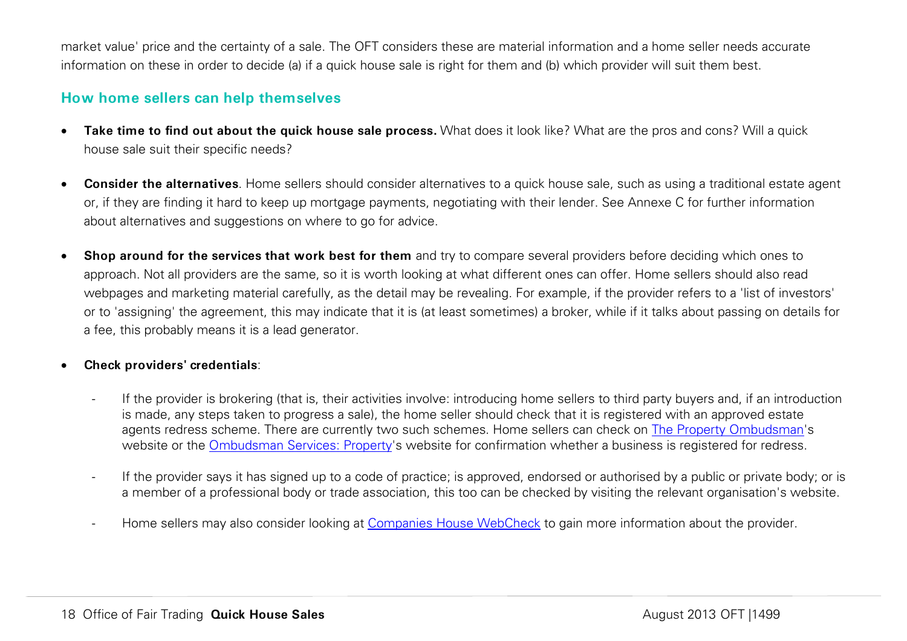market value' price and the certainty of a sale. The OFT considers these are material information and a home seller needs accurate information on these in order to decide (a) if a quick house sale is right for them and (b) which provider will suit them best.

## How home sellers can help themselves

- **Take time to find out about the quick house sale process.** What does it look like? What are the pros and cons? Will a quick house sale suit their specific needs?

- **Consider the alternatives**. Home sellers should consider alternatives to a quick house sale, such as using a traditional estate agent or, if they are finding it hard to keep up mortgage payments, negotiating with their lender. See Annexe C for further information about alternatives and suggestions on where to go for advice.

- **Shop around for the services that work best for them** and try to compare several providers before deciding which ones to approach. Not all providers are the same, so it is worth looking at what different ones can offer. Home sellers should also read webpages and marketing material carefully, as the detail may be revealing. For example, if the provider refers to a 'list of investors' or to 'assigning' the agreement, this may indicate that it is (at least sometimes) a broker, while if it talks about passing on details for a fee, this probably means it is a lead generator.

- **Check providers' credentials**:

  - If the provider is brokering (that is, their activities involve: introducing home sellers to third party buyers and, if an introduction is made, any steps taken to progress a sale), the home seller should check that it is registered with an approved estate agents redress scheme. There are currently two such schemes. Home sellers can check on The Property Ombudsman's website or the Ombudsman Services: Property's website for confirmation whether a business is registered for redress.

  - If the provider says it has signed up to a code of practice; is approved, endorsed or authorised by a public or private body; or is a member of a professional body or trade association, this too can be checked by visiting the relevant organisation's website.

  - Home sellers may also consider looking at Companies House WebCheck to gain more information about the provider.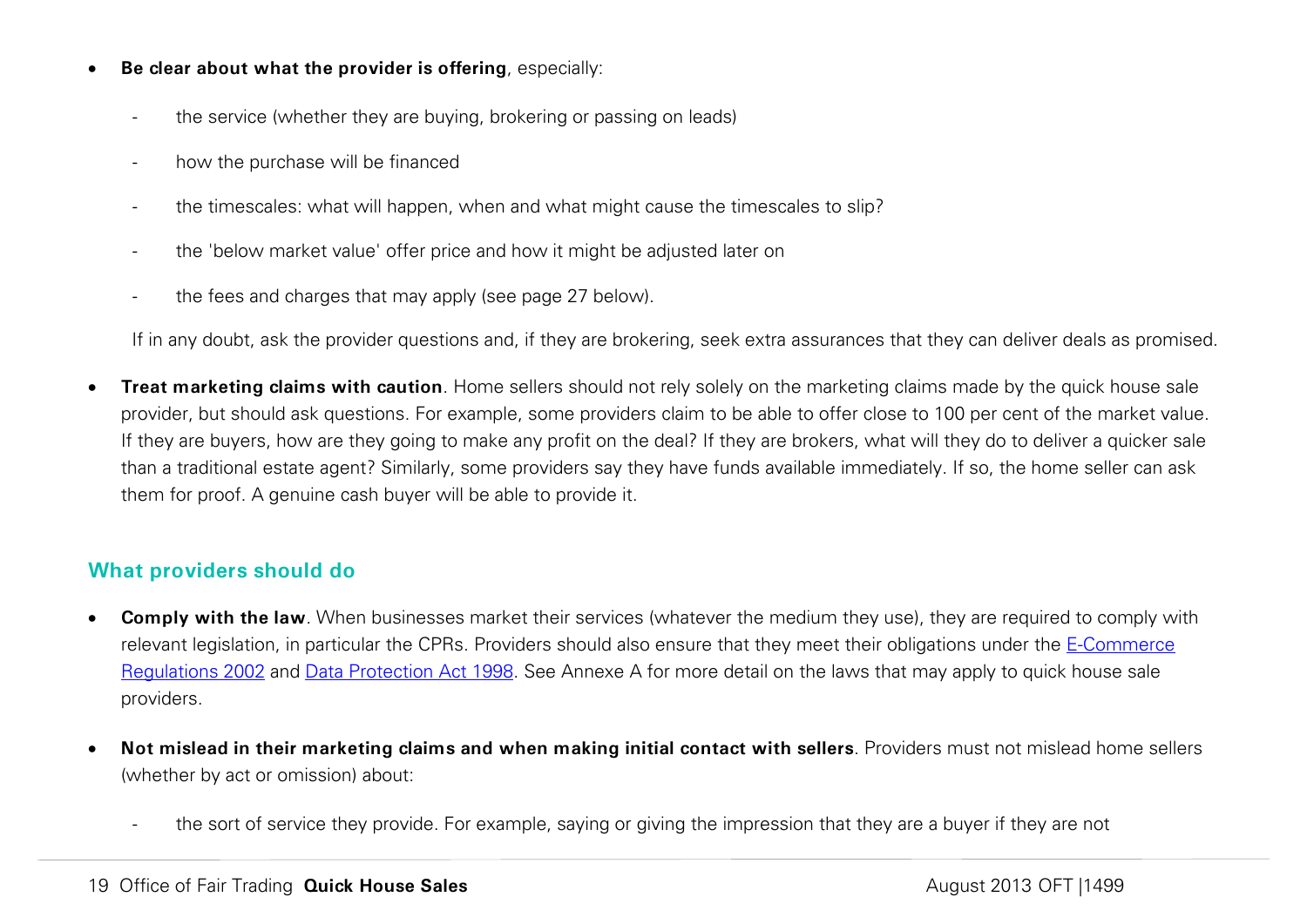- **Be clear about what the provider is offering**, especially:

  - the service (whether they are buying, brokering or passing on leads)
  - how the purchase will be financed
  - the timescales: what will happen, when and what might cause the timescales to slip?
  - the 'below market value' offer price and how it might be adjusted later on
  - the fees and charges that may apply (see page 27 below).

  If in any doubt, ask the provider questions and, if they are brokering, seek extra assurances that they can deliver deals as promised.

- **Treat marketing claims with caution**. Home sellers should not rely solely on the marketing claims made by the quick house sale provider, but should ask questions. For example, some providers claim to be able to offer close to 100 per cent of the market value. If they are buyers, how are they going to make any profit on the deal? If they are brokers, what will they do to deliver a quicker sale than a traditional estate agent? Similarly, some providers say they have funds available immediately. If so, the home seller can ask them for proof. A genuine cash buyer will be able to provide it.

## What providers should do

- **Comply with the law**. When businesses market their services (whatever the medium they use), they are required to comply with relevant legislation, in particular the CPRs. Providers should also ensure that they meet their obligations under the E-Commerce Regulations 2002 and Data Protection Act 1998. See Annexe A for more detail on the laws that may apply to quick house sale providers.

- **Not mislead in their marketing claims and when making initial contact with sellers**. Providers must not mislead home sellers (whether by act or omission) about:

  - the sort of service they provide. For example, saying or giving the impression that they are a buyer if they are not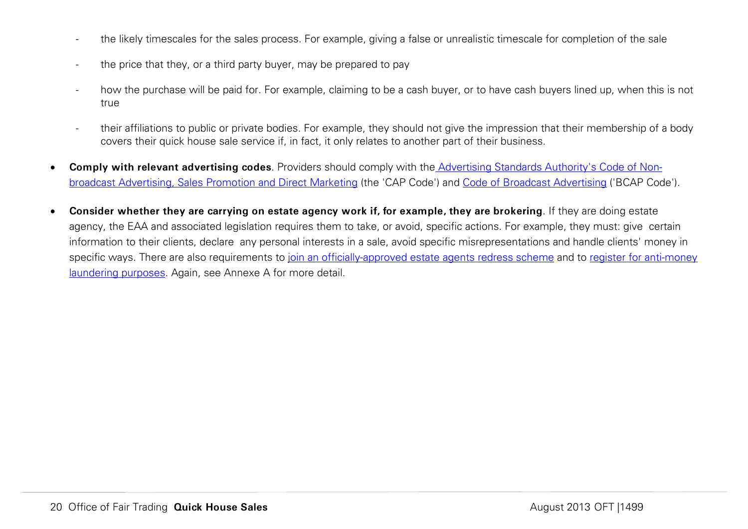- the likely timescales for the sales process. For example, giving a false or unrealistic timescale for completion of the sale

- the price that they, or a third party buyer, may be prepared to pay

- how the purchase will be paid for. For example, claiming to be a cash buyer, or to have cash buyers lined up, when this is not true

- their affiliations to public or private bodies. For example, they should not give the impression that their membership of a body covers their quick house sale service if, in fact, it only relates to another part of their business.

- **Comply with relevant advertising codes**. Providers should comply with the Advertising Standards Authority's Code of Non-broadcast Advertising, Sales Promotion and Direct Marketing (the 'CAP Code') and Code of Broadcast Advertising ('BCAP Code').

- **Consider whether they are carrying on estate agency work if, for example, they are brokering**. If they are doing estate agency, the EAA and associated legislation requires them to take, or avoid, specific actions. For example, they must: give certain information to their clients, declare any personal interests in a sale, avoid specific misrepresentations and handle clients' money in specific ways. There are also requirements to join an officially-approved estate agents redress scheme and to register for anti-money laundering purposes. Again, see Annexe A for more detail.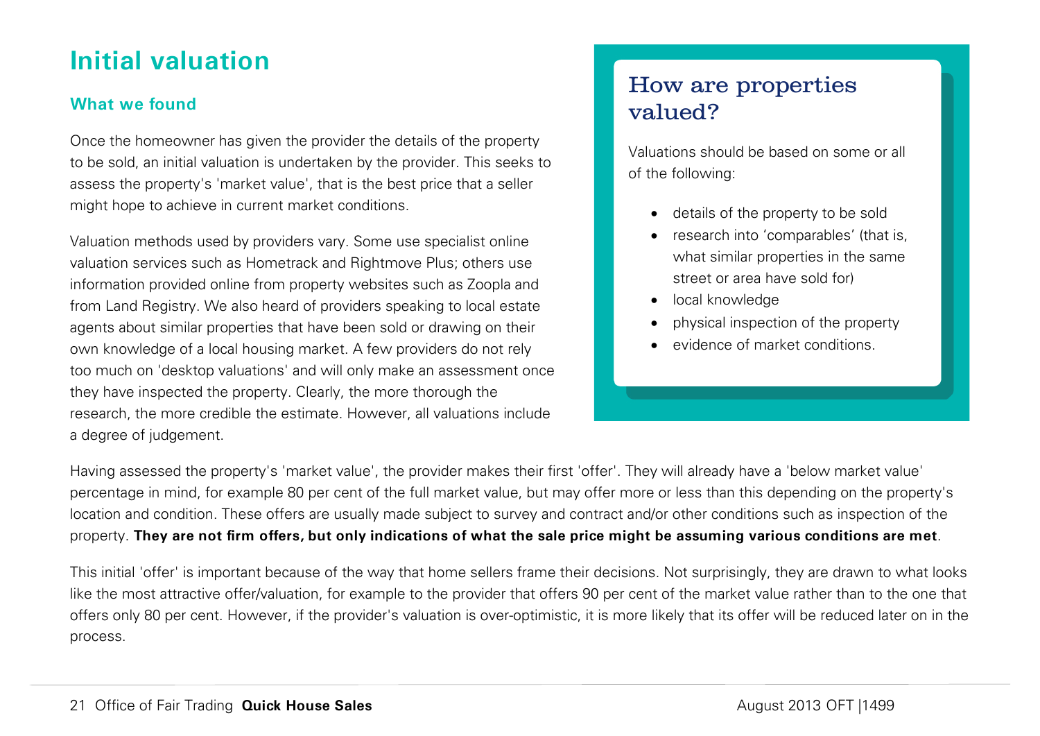## Initial valuation

### What we found

Once the homeowner has given the provider the details of the property to be sold, an initial valuation is undertaken by the provider. This seeks to assess the property's 'market value', that is the best price that a seller might hope to achieve in current market conditions.

Valuation methods used by providers vary. Some use specialist online valuation services such as Hometrack and Rightmove Plus; others use information provided online from property websites such as Zoopla and from Land Registry. We also heard of providers speaking to local estate agents about similar properties that have been sold or drawing on their own knowledge of a local housing market. A few providers do not rely too much on 'desktop valuations' and will only make an assessment once they have inspected the property. Clearly, the more thorough the research, the more credible the estimate. However, all valuations include a degree of judgement.

### How are properties valued?

Valuations should be based on some or all of the following:

- details of the property to be sold
- research into 'comparables' (that is, what similar properties in the same street or area have sold for)
- local knowledge
- physical inspection of the property
- evidence of market conditions.

Having assessed the property's 'market value', the provider makes their first 'offer'. They will already have a 'below market value' percentage in mind, for example 80 per cent of the full market value, but may offer more or less than this depending on the property's location and condition. These offers are usually made subject to survey and contract and/or other conditions such as inspection of the property. **They are not firm offers, but only indications of what the sale price might be assuming various conditions are met**.

This initial 'offer' is important because of the way that home sellers frame their decisions. Not surprisingly, they are drawn to what looks like the most attractive offer/valuation, for example to the provider that offers 90 per cent of the market value rather than to the one that offers only 80 per cent. However, if the provider's valuation is over-optimistic, it is more likely that its offer will be reduced later on in the process.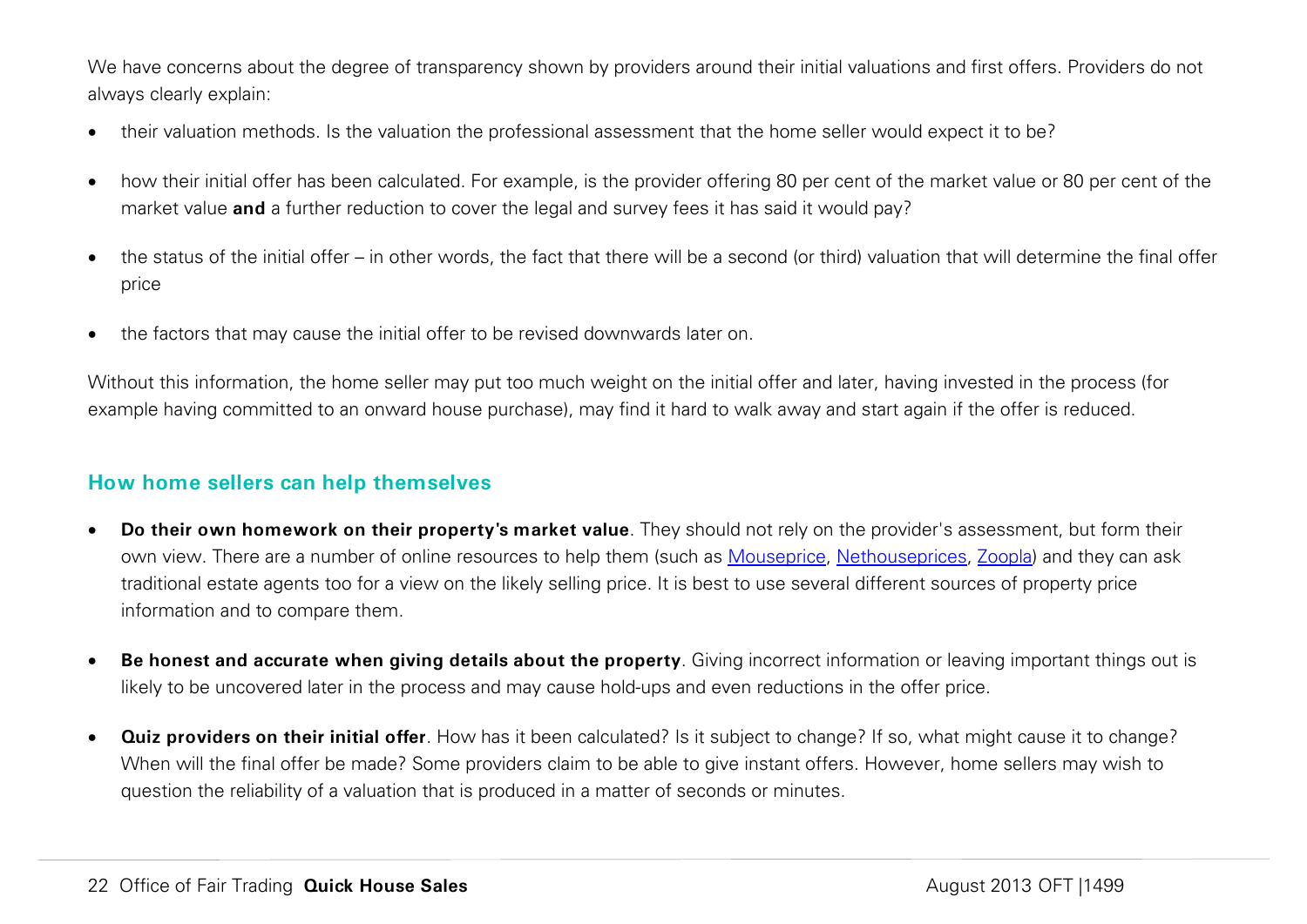We have concerns about the degree of transparency shown by providers around their initial valuations and first offers. Providers do not always clearly explain:

- their valuation methods. Is the valuation the professional assessment that the home seller would expect it to be?
- how their initial offer has been calculated. For example, is the provider offering 80 per cent of the market value or 80 per cent of the market value **and** a further reduction to cover the legal and survey fees it has said it would pay?
- the status of the initial offer – in other words, the fact that there will be a second (or third) valuation that will determine the final offer price
- the factors that may cause the initial offer to be revised downwards later on.

Without this information, the home seller may put too much weight on the initial offer and later, having invested in the process (for example having committed to an onward house purchase), may find it hard to walk away and start again if the offer is reduced.

## How home sellers can help themselves

- **Do their own homework on their property's market value**. They should not rely on the provider's assessment, but form their own view. There are a number of online resources to help them (such as Mouseprice, Nethouseprices, Zoopla) and they can ask traditional estate agents too for a view on the likely selling price. It is best to use several different sources of property price information and to compare them.
- **Be honest and accurate when giving details about the property**. Giving incorrect information or leaving important things out is likely to be uncovered later in the process and may cause hold-ups and even reductions in the offer price.
- **Quiz providers on their initial offer**. How has it been calculated? Is it subject to change? If so, what might cause it to change? When will the final offer be made? Some providers claim to be able to give instant offers. However, home sellers may wish to question the reliability of a valuation that is produced in a matter of seconds or minutes.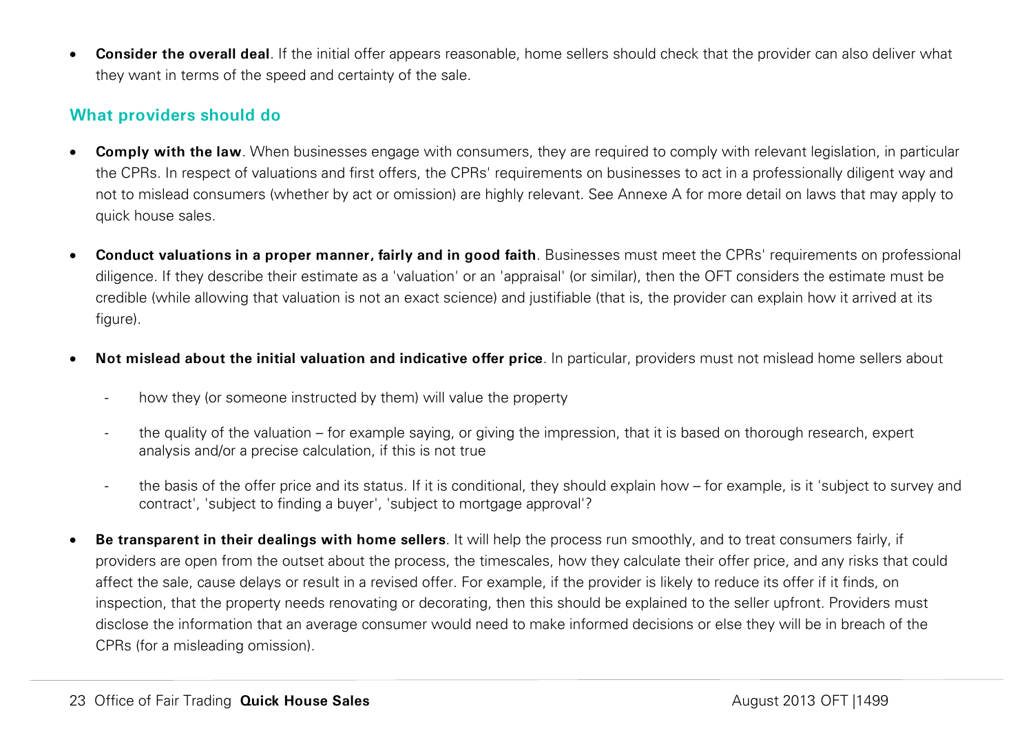- **Consider the overall deal**. If the initial offer appears reasonable, home sellers should check that the provider can also deliver what they want in terms of the speed and certainty of the sale.

## What providers should do

- **Comply with the law**. When businesses engage with consumers, they are required to comply with relevant legislation, in particular the CPRs. In respect of valuations and first offers, the CPRs' requirements on businesses to act in a professionally diligent way and not to mislead consumers (whether by act or omission) are highly relevant. See Annexe A for more detail on laws that may apply to quick house sales.

- **Conduct valuations in a proper manner, fairly and in good faith**. Businesses must meet the CPRs' requirements on professional diligence. If they describe their estimate as a 'valuation' or an 'appraisal' (or similar), then the OFT considers the estimate must be credible (while allowing that valuation is not an exact science) and justifiable (that is, the provider can explain how it arrived at its figure).

- **Not mislead about the initial valuation and indicative offer price**. In particular, providers must not mislead home sellers about

  - how they (or someone instructed by them) will value the property
  - the quality of the valuation – for example saying, or giving the impression, that it is based on thorough research, expert analysis and/or a precise calculation, if this is not true
  - the basis of the offer price and its status. If it is conditional, they should explain how – for example, is it 'subject to survey and contract', 'subject to finding a buyer', 'subject to mortgage approval'?

- **Be transparent in their dealings with home sellers**. It will help the process run smoothly, and to treat consumers fairly, if providers are open from the outset about the process, the timescales, how they calculate their offer price, and any risks that could affect the sale, cause delays or result in a revised offer. For example, if the provider is likely to reduce its offer if it finds, on inspection, that the property needs renovating or decorating, then this should be explained to the seller upfront. Providers must disclose the information that an average consumer would need to make informed decisions or else they will be in breach of the CPRs (for a misleading omission).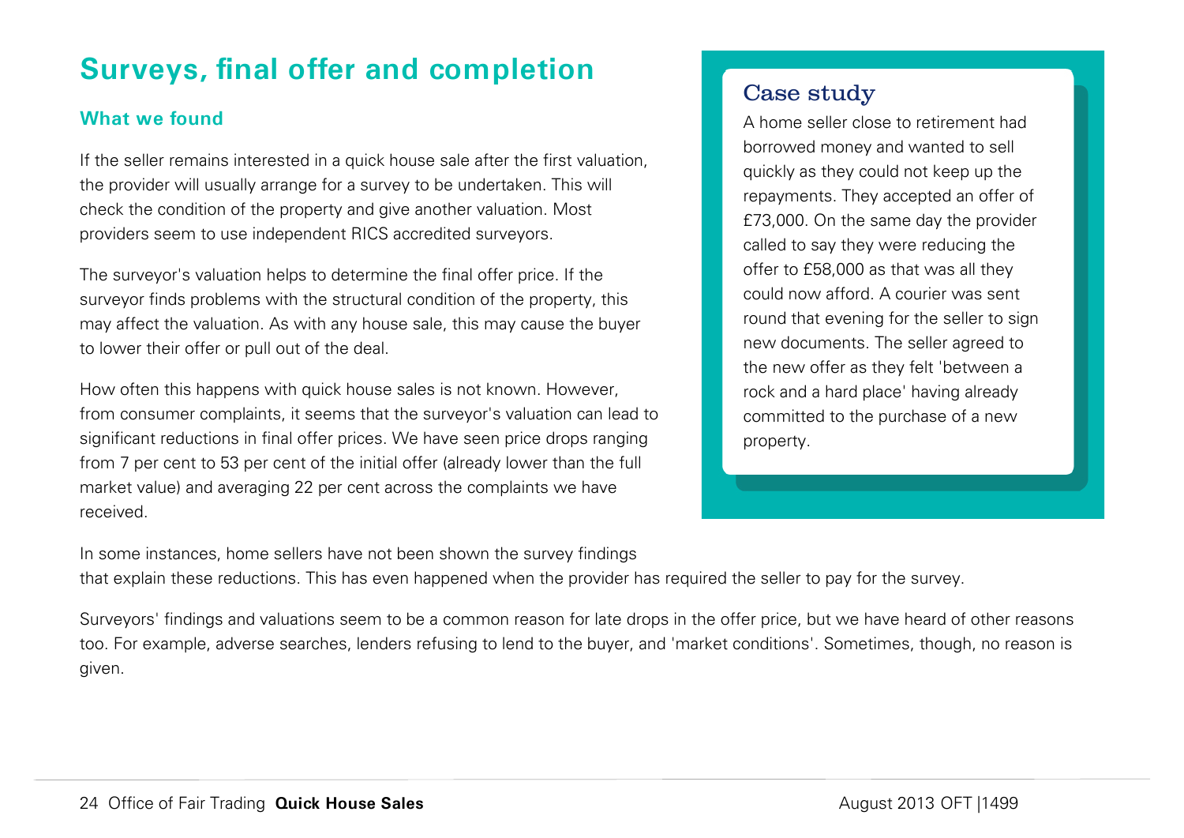## Surveys, final offer and completion

### What we found

If the seller remains interested in a quick house sale after the first valuation, the provider will usually arrange for a survey to be undertaken. This will check the condition of the property and give another valuation. Most providers seem to use independent RICS accredited surveyors.

The surveyor's valuation helps to determine the final offer price. If the surveyor finds problems with the structural condition of the property, this may affect the valuation. As with any house sale, this may cause the buyer to lower their offer or pull out of the deal.

How often this happens with quick house sales is not known. However, from consumer complaints, it seems that the surveyor's valuation can lead to significant reductions in final offer prices. We have seen price drops ranging from 7 per cent to 53 per cent of the initial offer (already lower than the full market value) and averaging 22 per cent across the complaints we have received.

In some instances, home sellers have not been shown the survey findings that explain these reductions. This has even happened when the provider has required the seller to pay for the survey.

Surveyors' findings and valuations seem to be a common reason for late drops in the offer price, but we have heard of other reasons too. For example, adverse searches, lenders refusing to lend to the buyer, and 'market conditions'. Sometimes, though, no reason is given.

### Case study

A home seller close to retirement had borrowed money and wanted to sell quickly as they could not keep up the repayments. They accepted an offer of £73,000. On the same day the provider called to say they were reducing the offer to £58,000 as that was all they could now afford. A courier was sent round that evening for the seller to sign new documents. The seller agreed to the new offer as they felt 'between a rock and a hard place' having already committed to the purchase of a new property.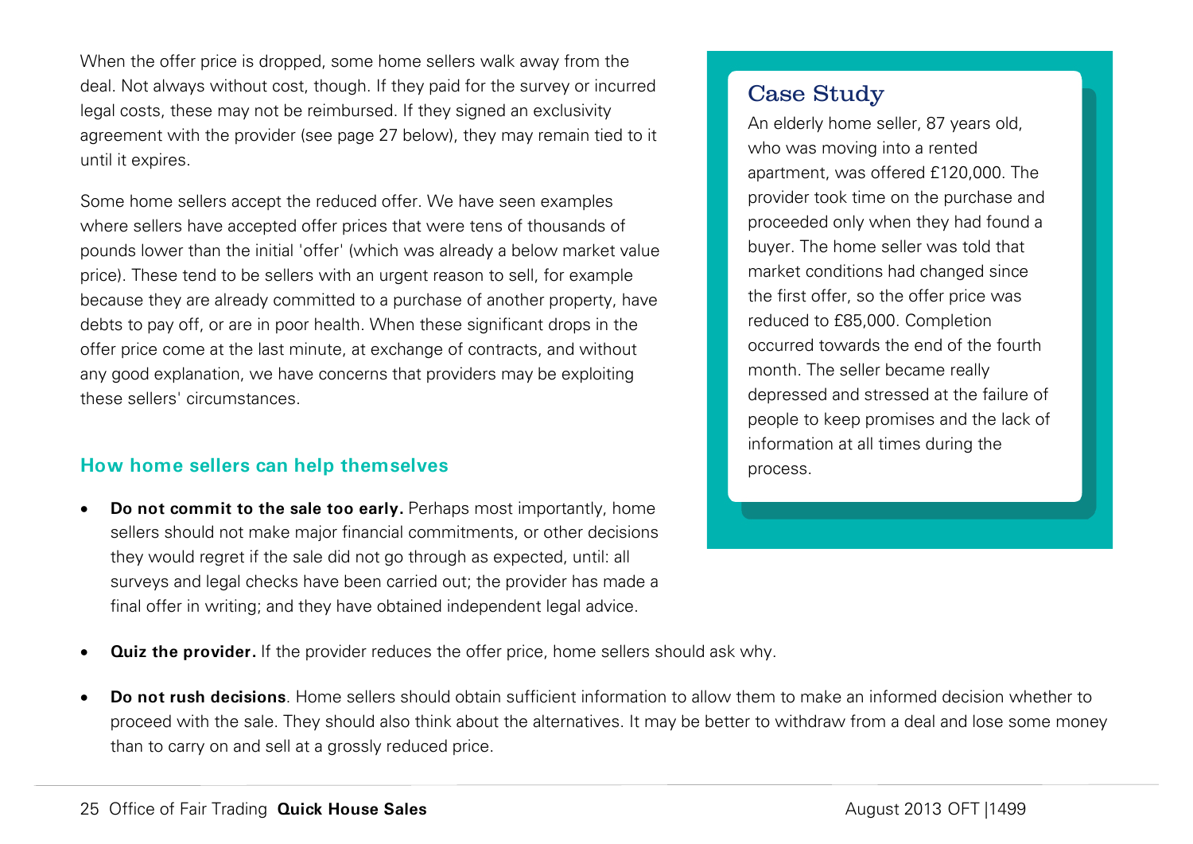When the offer price is dropped, some home sellers walk away from the deal. Not always without cost, though. If they paid for the survey or incurred legal costs, these may not be reimbursed. If they signed an exclusivity agreement with the provider (see page 27 below), they may remain tied to it until it expires.

Some home sellers accept the reduced offer. We have seen examples where sellers have accepted offer prices that were tens of thousands of pounds lower than the initial 'offer' (which was already a below market value price). These tend to be sellers with an urgent reason to sell, for example because they are already committed to a purchase of another property, have debts to pay off, or are in poor health. When these significant drops in the offer price come at the last minute, at exchange of contracts, and without any good explanation, we have concerns that providers may be exploiting these sellers' circumstances.

> **Case Study**
>
> An elderly home seller, 87 years old, who was moving into a rented apartment, was offered £120,000. The provider took time on the purchase and proceeded only when they had found a buyer. The home seller was told that market conditions had changed since the first offer, so the offer price was reduced to £85,000. Completion occurred towards the end of the fourth month. The seller became really depressed and stressed at the failure of people to keep promises and the lack of information at all times during the process.

### How home sellers can help themselves

- **Do not commit to the sale too early.** Perhaps most importantly, home sellers should not make major financial commitments, or other decisions they would regret if the sale did not go through as expected, until: all surveys and legal checks have been carried out; the provider has made a final offer in writing; and they have obtained independent legal advice.
- **Quiz the provider.** If the provider reduces the offer price, home sellers should ask why.
- **Do not rush decisions**. Home sellers should obtain sufficient information to allow them to make an informed decision whether to proceed with the sale. They should also think about the alternatives. It may be better to withdraw from a deal and lose some money than to carry on and sell at a grossly reduced price.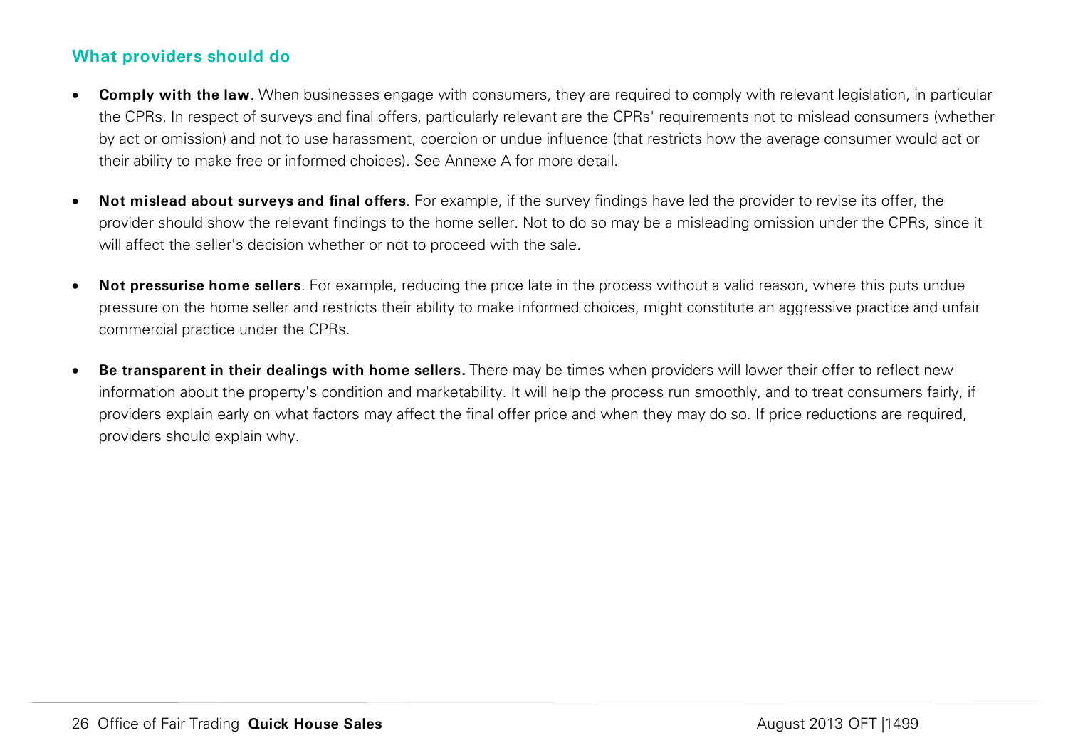### What providers should do

- **Comply with the law**. When businesses engage with consumers, they are required to comply with relevant legislation, in particular the CPRs. In respect of surveys and final offers, particularly relevant are the CPRs' requirements not to mislead consumers (whether by act or omission) and not to use harassment, coercion or undue influence (that restricts how the average consumer would act or their ability to make free or informed choices). See Annexe A for more detail.

- **Not mislead about surveys and final offers**. For example, if the survey findings have led the provider to revise its offer, the provider should show the relevant findings to the home seller. Not to do so may be a misleading omission under the CPRs, since it will affect the seller's decision whether or not to proceed with the sale.

- **Not pressurise home sellers**. For example, reducing the price late in the process without a valid reason, where this puts undue pressure on the home seller and restricts their ability to make informed choices, might constitute an aggressive practice and unfair commercial practice under the CPRs.

- **Be transparent in their dealings with home sellers.** There may be times when providers will lower their offer to reflect new information about the property's condition and marketability. It will help the process run smoothly, and to treat consumers fairly, if providers explain early on what factors may affect the final offer price and when they may do so. If price reductions are required, providers should explain why.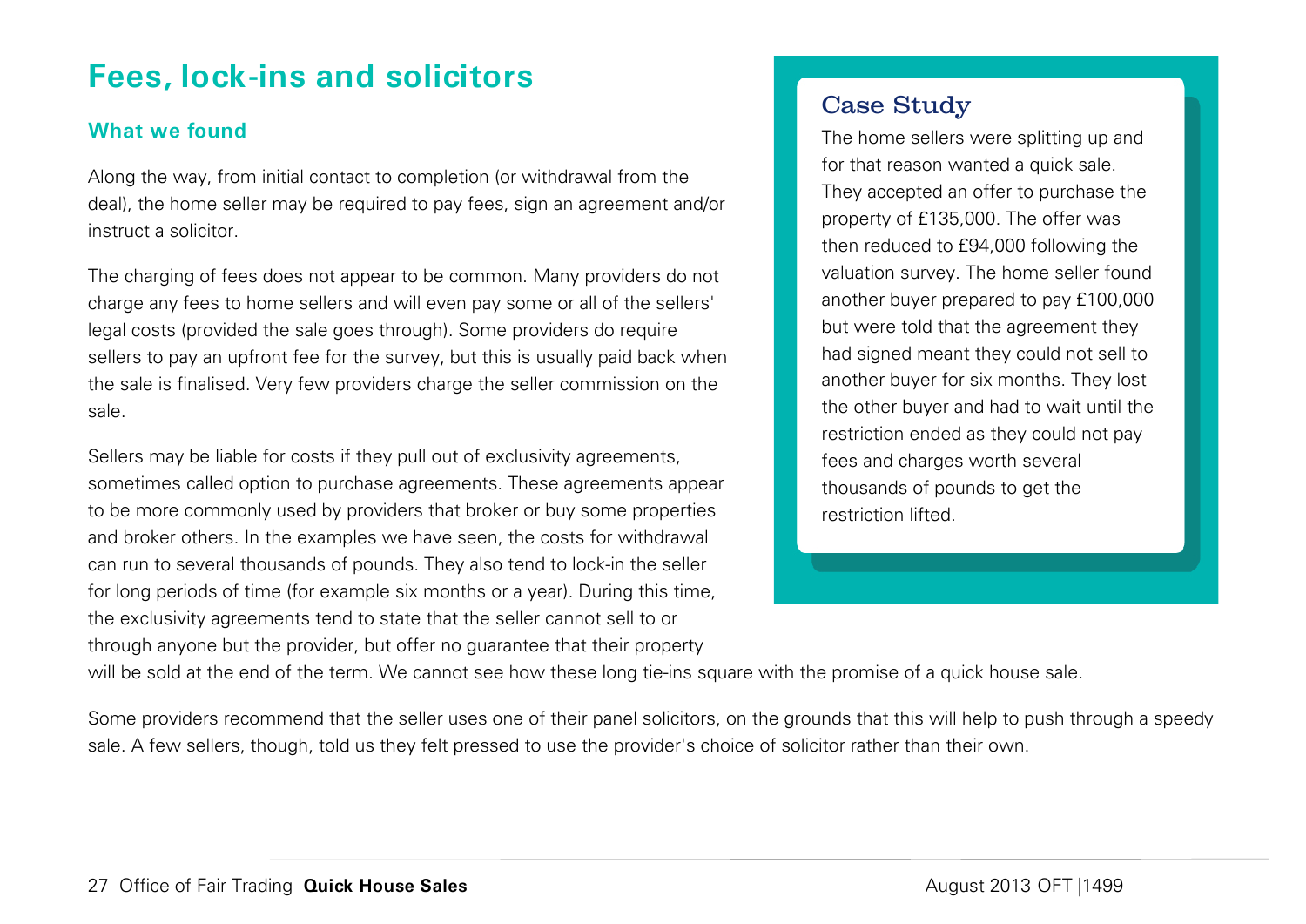## Fees, lock-ins and solicitors

### What we found

Along the way, from initial contact to completion (or withdrawal from the deal), the home seller may be required to pay fees, sign an agreement and/or instruct a solicitor.

The charging of fees does not appear to be common. Many providers do not charge any fees to home sellers and will even pay some or all of the sellers' legal costs (provided the sale goes through). Some providers do require sellers to pay an upfront fee for the survey, but this is usually paid back when the sale is finalised. Very few providers charge the seller commission on the sale.

Sellers may be liable for costs if they pull out of exclusivity agreements, sometimes called option to purchase agreements. These agreements appear to be more commonly used by providers that broker or buy some properties and broker others. In the examples we have seen, the costs for withdrawal can run to several thousands of pounds. They also tend to lock-in the seller for long periods of time (for example six months or a year). During this time, the exclusivity agreements tend to state that the seller cannot sell to or through anyone but the provider, but offer no guarantee that their property will be sold at the end of the term. We cannot see how these long tie-ins square with the promise of a quick house sale.

Some providers recommend that the seller uses one of their panel solicitors, on the grounds that this will help to push through a speedy sale. A few sellers, though, told us they felt pressed to use the provider's choice of solicitor rather than their own.

> **Case Study**
>
> The home sellers were splitting up and for that reason wanted a quick sale. They accepted an offer to purchase the property of £135,000. The offer was then reduced to £94,000 following the valuation survey. The home seller found another buyer prepared to pay £100,000 but were told that the agreement they had signed meant they could not sell to another buyer for six months. They lost the other buyer and had to wait until the restriction ended as they could not pay fees and charges worth several thousands of pounds to get the restriction lifted.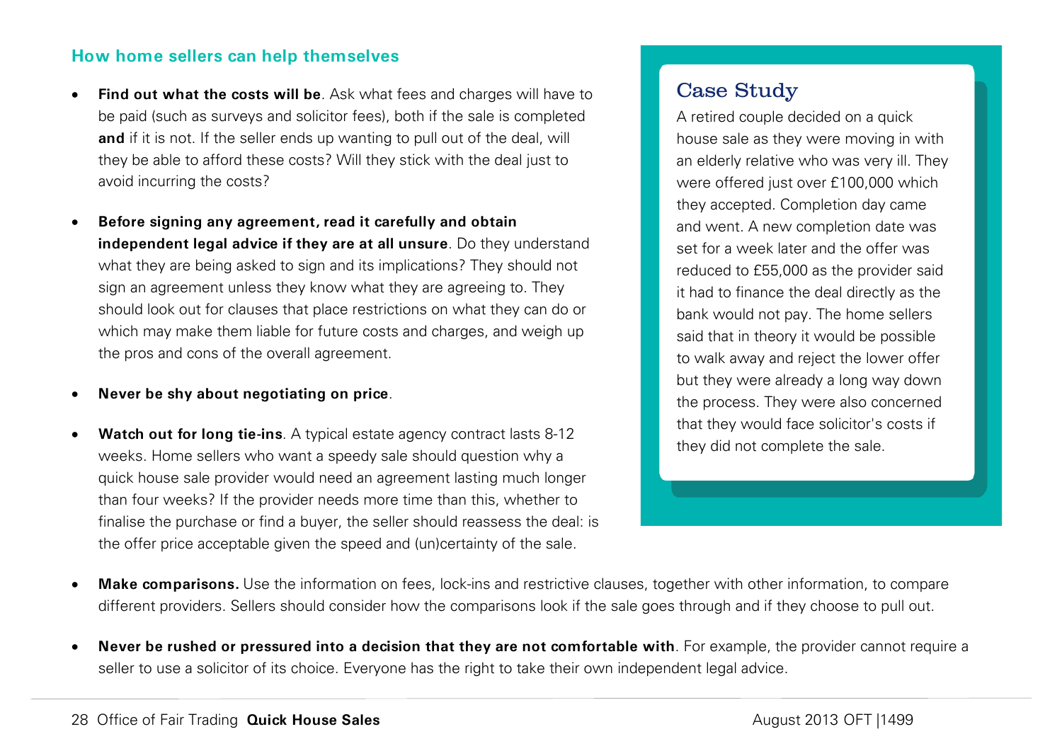### How home sellers can help themselves

- **Find out what the costs will be**. Ask what fees and charges will have to be paid (such as surveys and solicitor fees), both if the sale is completed **and** if it is not. If the seller ends up wanting to pull out of the deal, will they be able to afford these costs? Will they stick with the deal just to avoid incurring the costs?

- **Before signing any agreement, read it carefully and obtain independent legal advice if they are at all unsure**. Do they understand what they are being asked to sign and its implications? They should not sign an agreement unless they know what they are agreeing to. They should look out for clauses that place restrictions on what they can do or which may make them liable for future costs and charges, and weigh up the pros and cons of the overall agreement.

- **Never be shy about negotiating on price**.

- **Watch out for long tie-ins**. A typical estate agency contract lasts 8-12 weeks. Home sellers who want a speedy sale should question why a quick house sale provider would need an agreement lasting much longer than four weeks? If the provider needs more time than this, whether to finalise the purchase or find a buyer, the seller should reassess the deal: is the offer price acceptable given the speed and (un)certainty of the sale.

> **Case Study**
>
> A retired couple decided on a quick house sale as they were moving in with an elderly relative who was very ill. They were offered just over £100,000 which they accepted. Completion day came and went. A new completion date was set for a week later and the offer was reduced to £55,000 as the provider said it had to finance the deal directly as the bank would not pay. The home sellers said that in theory it would be possible to walk away and reject the lower offer but they were already a long way down the process. They were also concerned that they would face solicitor's costs if they did not complete the sale.

- **Make comparisons.** Use the information on fees, lock-ins and restrictive clauses, together with other information, to compare different providers. Sellers should consider how the comparisons look if the sale goes through and if they choose to pull out.

- **Never be rushed or pressured into a decision that they are not comfortable with**. For example, the provider cannot require a seller to use a solicitor of its choice. Everyone has the right to take their own independent legal advice.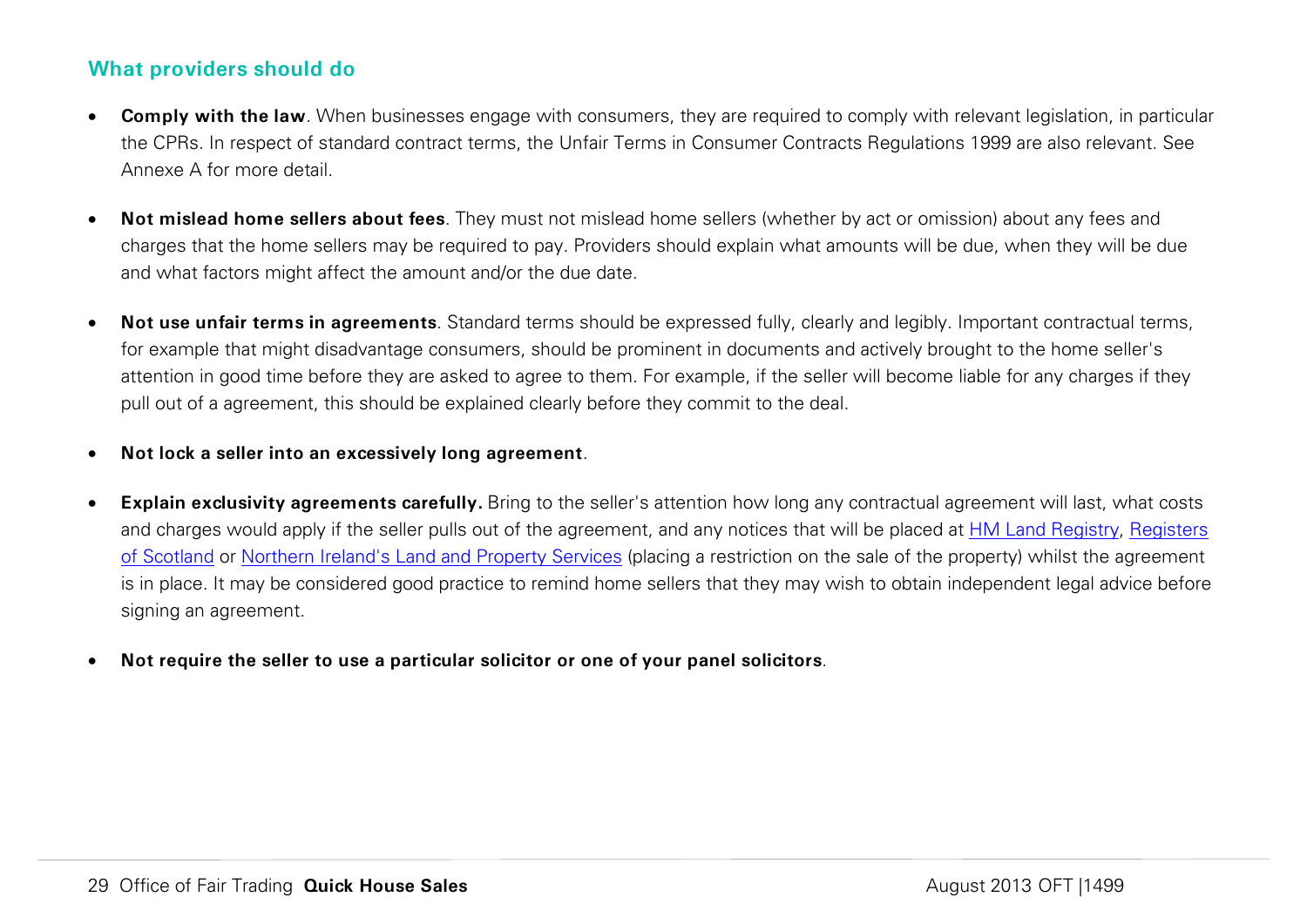## What providers should do

- **Comply with the law**. When businesses engage with consumers, they are required to comply with relevant legislation, in particular the CPRs. In respect of standard contract terms, the Unfair Terms in Consumer Contracts Regulations 1999 are also relevant. See Annexe A for more detail.

- **Not mislead home sellers about fees**. They must not mislead home sellers (whether by act or omission) about any fees and charges that the home sellers may be required to pay. Providers should explain what amounts will be due, when they will be due and what factors might affect the amount and/or the due date.

- **Not use unfair terms in agreements**. Standard terms should be expressed fully, clearly and legibly. Important contractual terms, for example that might disadvantage consumers, should be prominent in documents and actively brought to the home seller's attention in good time before they are asked to agree to them. For example, if the seller will become liable for any charges if they pull out of a agreement, this should be explained clearly before they commit to the deal.

- **Not lock a seller into an excessively long agreement**.

- **Explain exclusivity agreements carefully.** Bring to the seller's attention how long any contractual agreement will last, what costs and charges would apply if the seller pulls out of the agreement, and any notices that will be placed at HM Land Registry, Registers of Scotland or Northern Ireland's Land and Property Services (placing a restriction on the sale of the property) whilst the agreement is in place. It may be considered good practice to remind home sellers that they may wish to obtain independent legal advice before signing an agreement.

- **Not require the seller to use a particular solicitor or one of your panel solicitors**.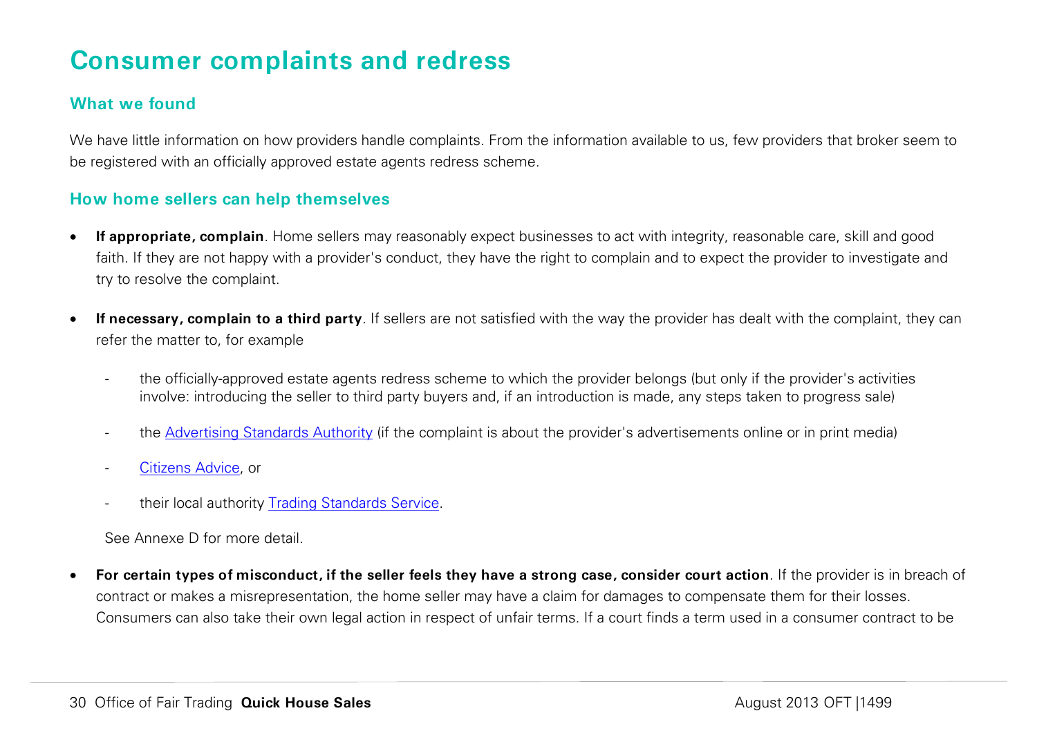# Consumer complaints and redress

## What we found

We have little information on how providers handle complaints. From the information available to us, few providers that broker seem to be registered with an officially approved estate agents redress scheme.

## How home sellers can help themselves

- **If appropriate, complain**. Home sellers may reasonably expect businesses to act with integrity, reasonable care, skill and good faith. If they are not happy with a provider's conduct, they have the right to complain and to expect the provider to investigate and try to resolve the complaint.

- **If necessary, complain to a third party**. If sellers are not satisfied with the way the provider has dealt with the complaint, they can refer the matter to, for example

  - the officially-approved estate agents redress scheme to which the provider belongs (but only if the provider's activities involve: introducing the seller to third party buyers and, if an introduction is made, any steps taken to progress sale)
  - the Advertising Standards Authority (if the complaint is about the provider's advertisements online or in print media)
  - Citizens Advice, or
  - their local authority Trading Standards Service.

  See Annexe D for more detail.

- **For certain types of misconduct, if the seller feels they have a strong case, consider court action**. If the provider is in breach of contract or makes a misrepresentation, the home seller may have a claim for damages to compensate them for their losses. Consumers can also take their own legal action in respect of unfair terms. If a court finds a term used in a consumer contract to be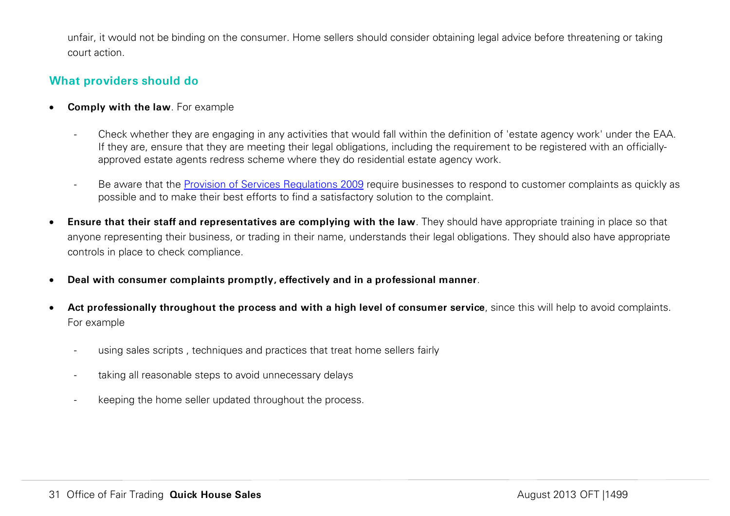unfair, it would not be binding on the consumer. Home sellers should consider obtaining legal advice before threatening or taking court action.

### What providers should do

- **Comply with the law**. For example
  - Check whether they are engaging in any activities that would fall within the definition of 'estate agency work' under the EAA. If they are, ensure that they are meeting their legal obligations, including the requirement to be registered with an officially-approved estate agents redress scheme where they do residential estate agency work.
  - Be aware that the [Provision of Services Regulations 2009] require businesses to respond to customer complaints as quickly as possible and to make their best efforts to find a satisfactory solution to the complaint.
- **Ensure that their staff and representatives are complying with the law**. They should have appropriate training in place so that anyone representing their business, or trading in their name, understands their legal obligations. They should also have appropriate controls in place to check compliance.
- **Deal with consumer complaints promptly, effectively and in a professional manner**.
- **Act professionally throughout the process and with a high level of consumer service**, since this will help to avoid complaints. For example
  - using sales scripts , techniques and practices that treat home sellers fairly
  - taking all reasonable steps to avoid unnecessary delays
  - keeping the home seller updated throughout the process.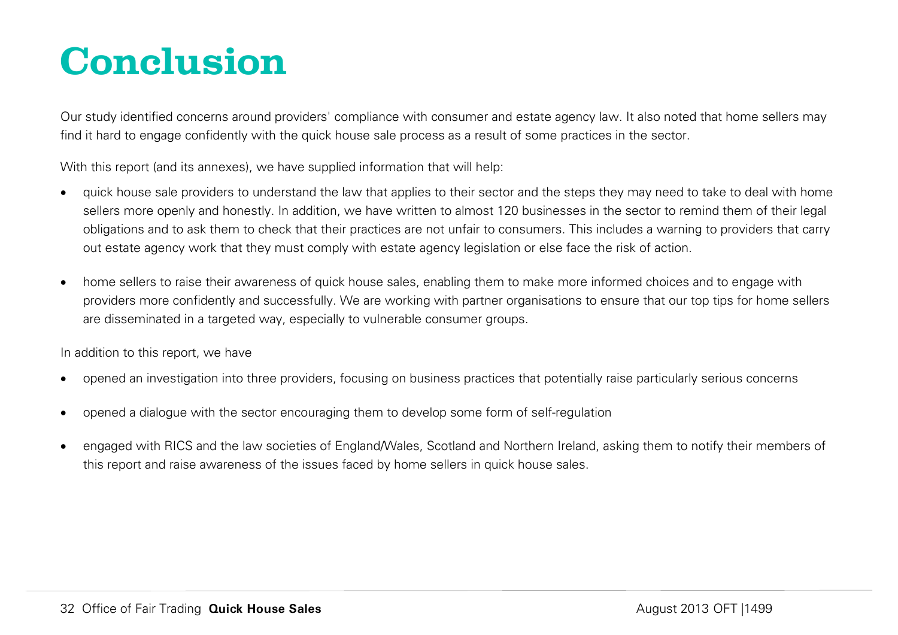# Conclusion

Our study identified concerns around providers' compliance with consumer and estate agency law. It also noted that home sellers may find it hard to engage confidently with the quick house sale process as a result of some practices in the sector.

With this report (and its annexes), we have supplied information that will help:

- quick house sale providers to understand the law that applies to their sector and the steps they may need to take to deal with home sellers more openly and honestly. In addition, we have written to almost 120 businesses in the sector to remind them of their legal obligations and to ask them to check that their practices are not unfair to consumers. This includes a warning to providers that carry out estate agency work that they must comply with estate agency legislation or else face the risk of action.

- home sellers to raise their awareness of quick house sales, enabling them to make more informed choices and to engage with providers more confidently and successfully. We are working with partner organisations to ensure that our top tips for home sellers are disseminated in a targeted way, especially to vulnerable consumer groups.

In addition to this report, we have

- opened an investigation into three providers, focusing on business practices that potentially raise particularly serious concerns

- opened a dialogue with the sector encouraging them to develop some form of self-regulation

- engaged with RICS and the law societies of England/Wales, Scotland and Northern Ireland, asking them to notify their members of this report and raise awareness of the issues faced by home sellers in quick house sales.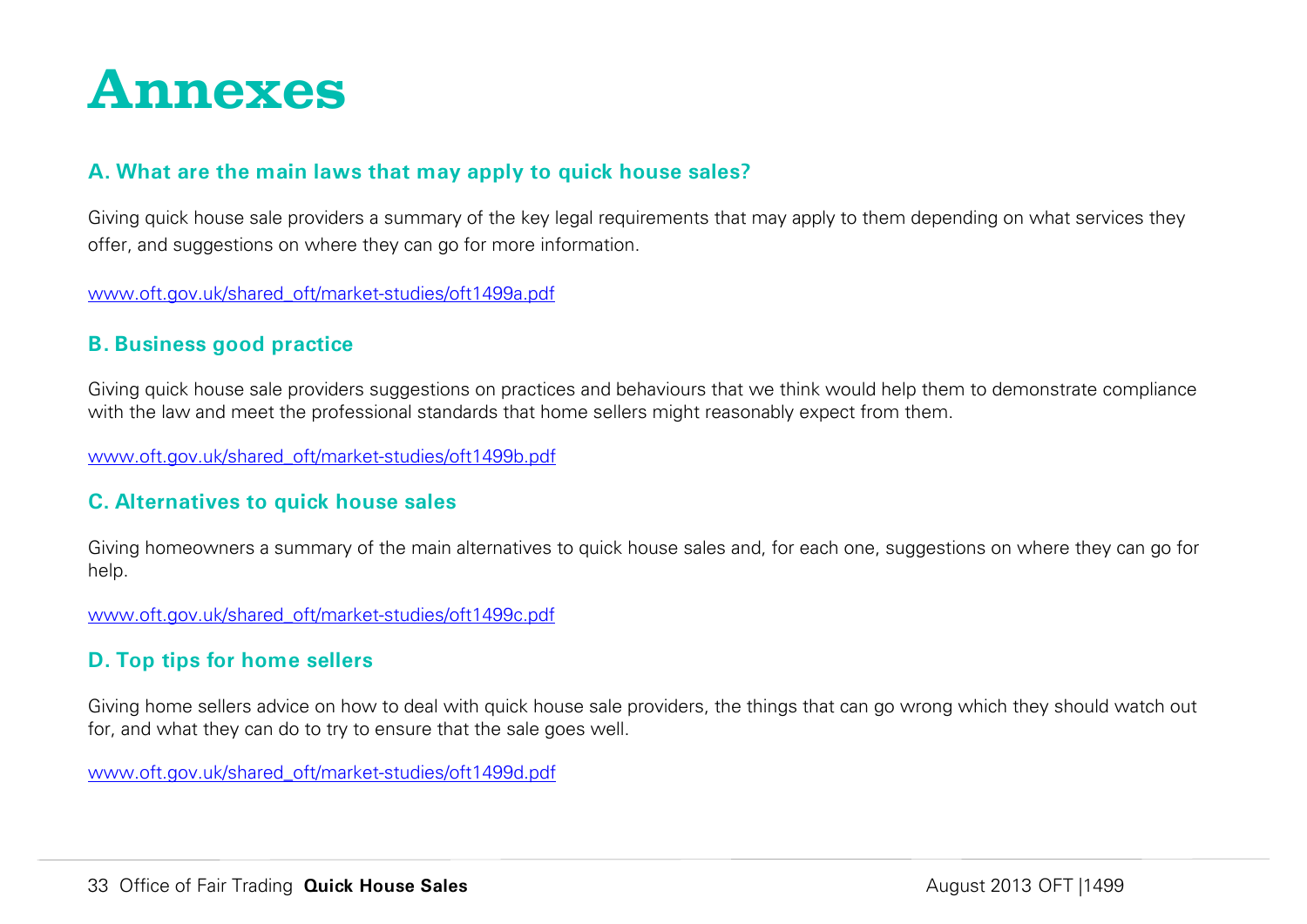# Annexes

## A. What are the main laws that may apply to quick house sales?

Giving quick house sale providers a summary of the key legal requirements that may apply to them depending on what services they offer, and suggestions on where they can go for more information.

www.oft.gov.uk/shared_oft/market-studies/oft1499a.pdf

## B. Business good practice

Giving quick house sale providers suggestions on practices and behaviours that we think would help them to demonstrate compliance with the law and meet the professional standards that home sellers might reasonably expect from them.

www.oft.gov.uk/shared_oft/market-studies/oft1499b.pdf

## C. Alternatives to quick house sales

Giving homeowners a summary of the main alternatives to quick house sales and, for each one, suggestions on where they can go for help.

www.oft.gov.uk/shared_oft/market-studies/oft1499c.pdf

## D. Top tips for home sellers

Giving home sellers advice on how to deal with quick house sale providers, the things that can go wrong which they should watch out for, and what they can do to try to ensure that the sale goes well.

www.oft.gov.uk/shared_oft/market-studies/oft1499d.pdf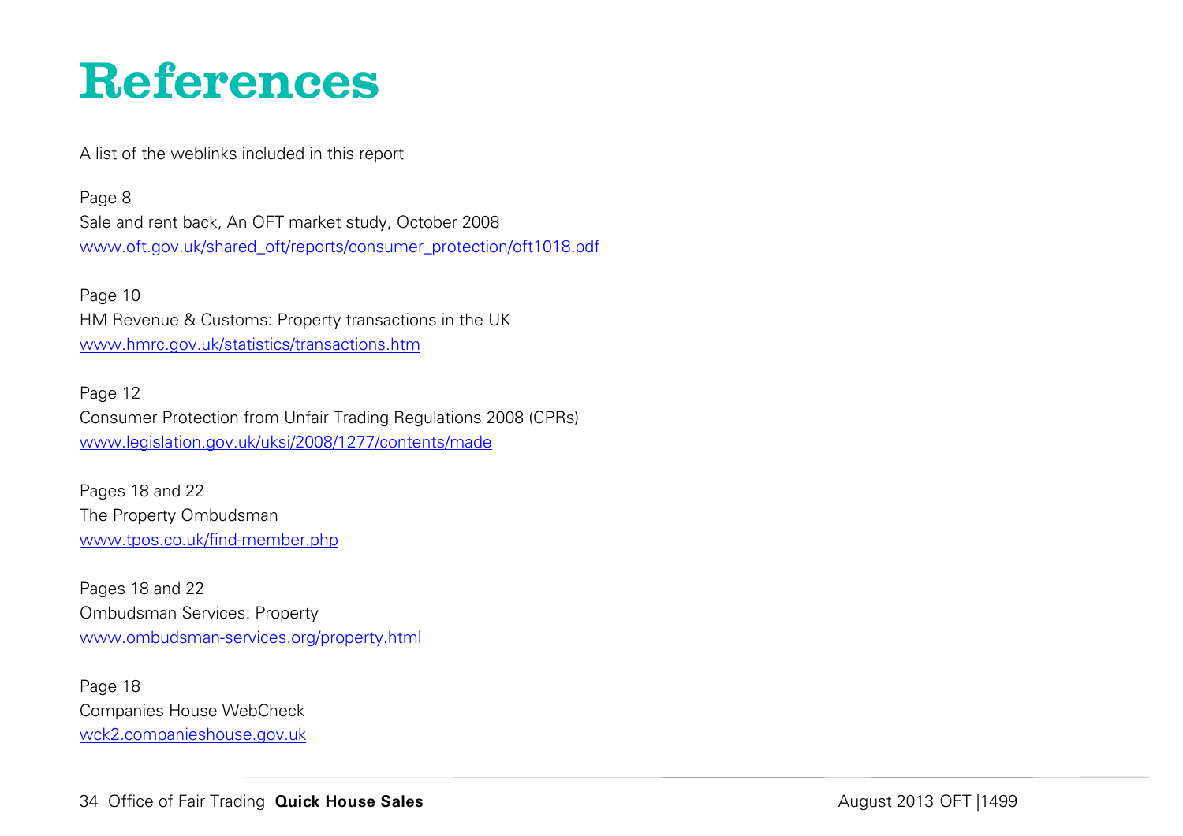# References

A list of the weblinks included in this report

Page 8
Sale and rent back, An OFT market study, October 2008
www.oft.gov.uk/shared_oft/reports/consumer_protection/oft1018.pdf

Page 10
HM Revenue & Customs: Property transactions in the UK
www.hmrc.gov.uk/statistics/transactions.htm

Page 12
Consumer Protection from Unfair Trading Regulations 2008 (CPRs)
www.legislation.gov.uk/uksi/2008/1277/contents/made

Pages 18 and 22
The Property Ombudsman
www.tpos.co.uk/find-member.php

Pages 18 and 22
Ombudsman Services: Property
www.ombudsman-services.org/property.html

Page 18
Companies House WebCheck
wck2.companieshouse.gov.uk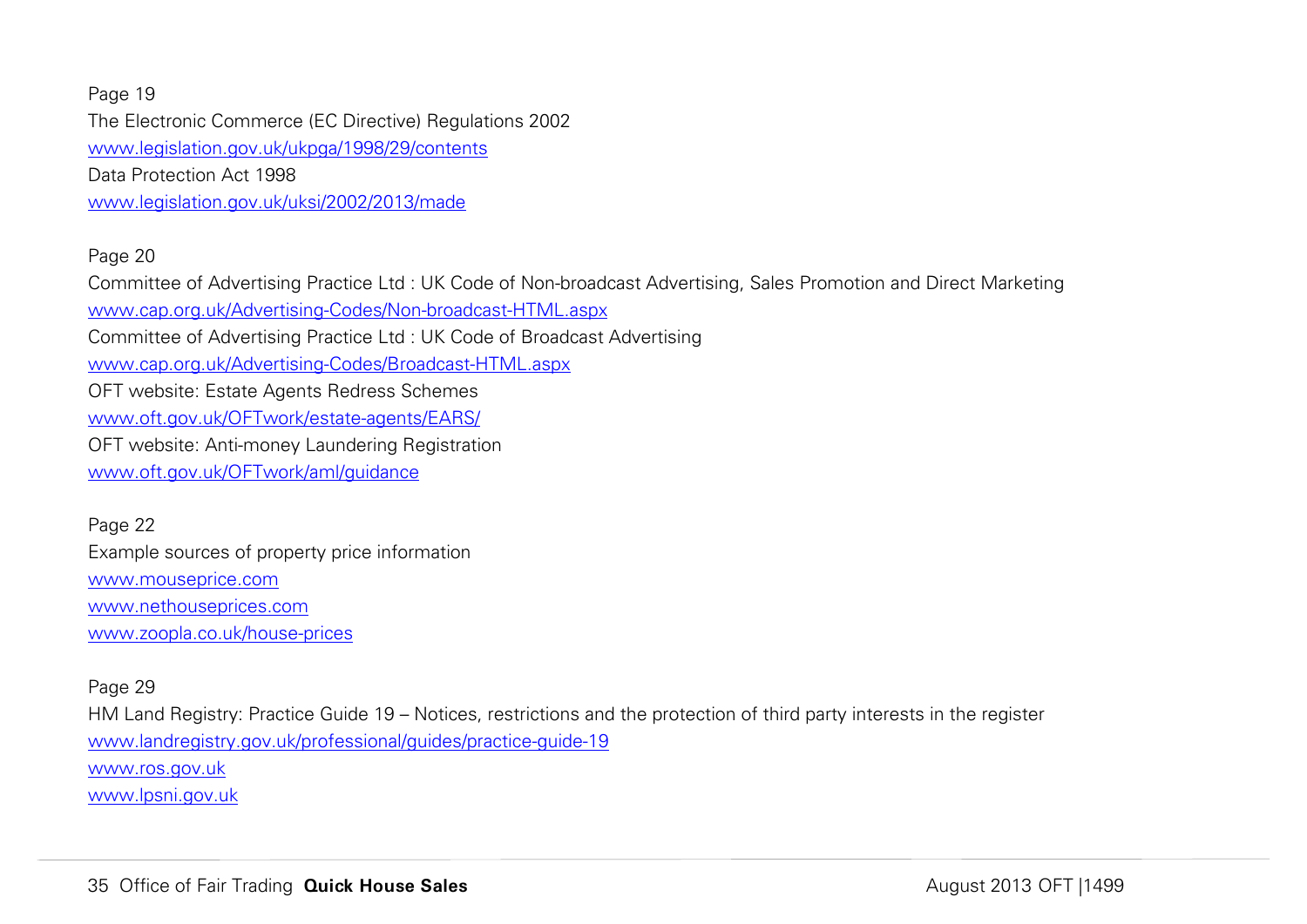Page 19

The Electronic Commerce (EC Directive) Regulations 2002

www.legislation.gov.uk/ukpga/1998/29/contents

Data Protection Act 1998

www.legislation.gov.uk/uksi/2002/2013/made

Page 20

Committee of Advertising Practice Ltd : UK Code of Non-broadcast Advertising, Sales Promotion and Direct Marketing

www.cap.org.uk/Advertising-Codes/Non-broadcast-HTML.aspx

Committee of Advertising Practice Ltd : UK Code of Broadcast Advertising

www.cap.org.uk/Advertising-Codes/Broadcast-HTML.aspx

OFT website: Estate Agents Redress Schemes

www.oft.gov.uk/OFTwork/estate-agents/EARS/

OFT website: Anti-money Laundering Registration

www.oft.gov.uk/OFTwork/aml/guidance

Page 22

Example sources of property price information

www.mouseprice.com

www.nethouseprices.com

www.zoopla.co.uk/house-prices

Page 29

HM Land Registry: Practice Guide 19 – Notices, restrictions and the protection of third party interests in the register

www.landregistry.gov.uk/professional/guides/practice-guide-19

www.ros.gov.uk

www.lpsni.gov.uk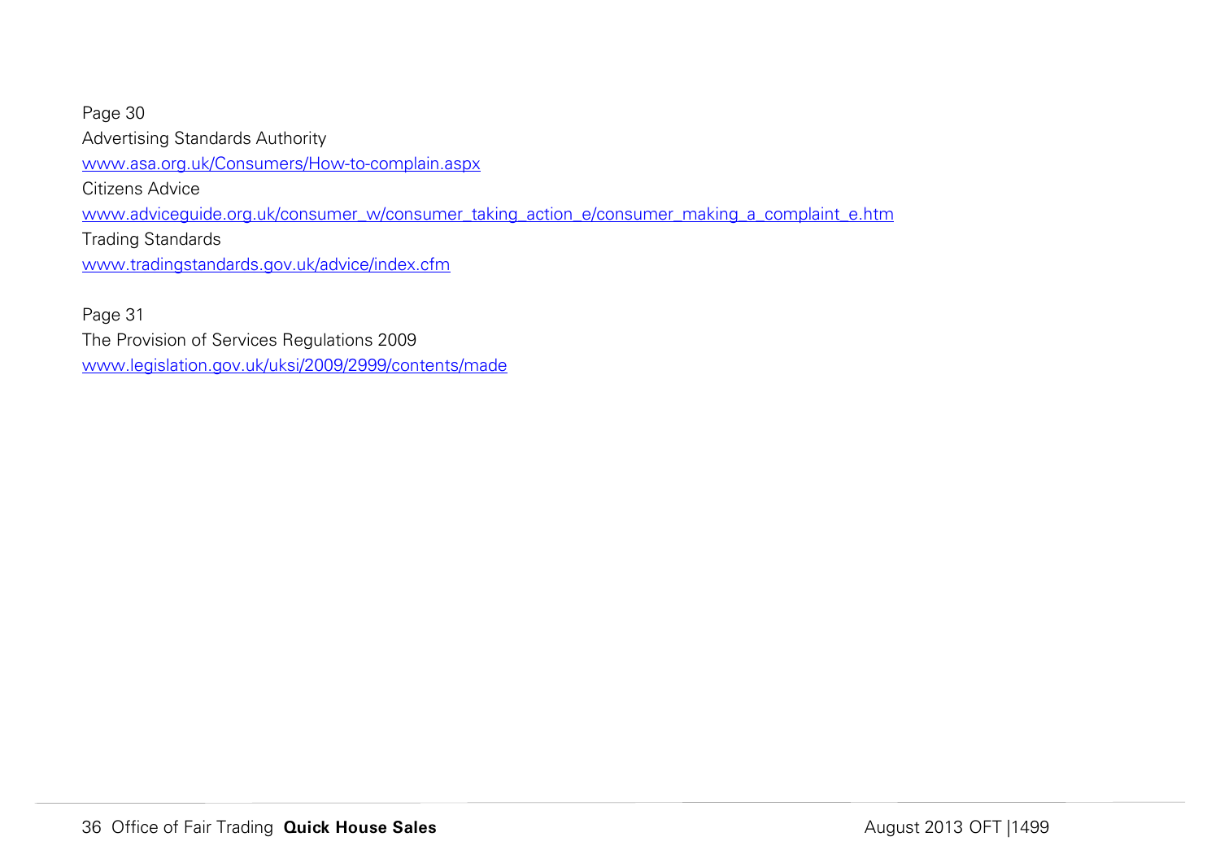Page 30

Advertising Standards Authority

www.asa.org.uk/Consumers/How-to-complain.aspx

Citizens Advice

www.adviceguide.org.uk/consumer_w/consumer_taking_action_e/consumer_making_a_complaint_e.htm

Trading Standards

www.tradingstandards.gov.uk/advice/index.cfm

Page 31

The Provision of Services Regulations 2009

www.legislation.gov.uk/uksi/2009/2999/contents/made